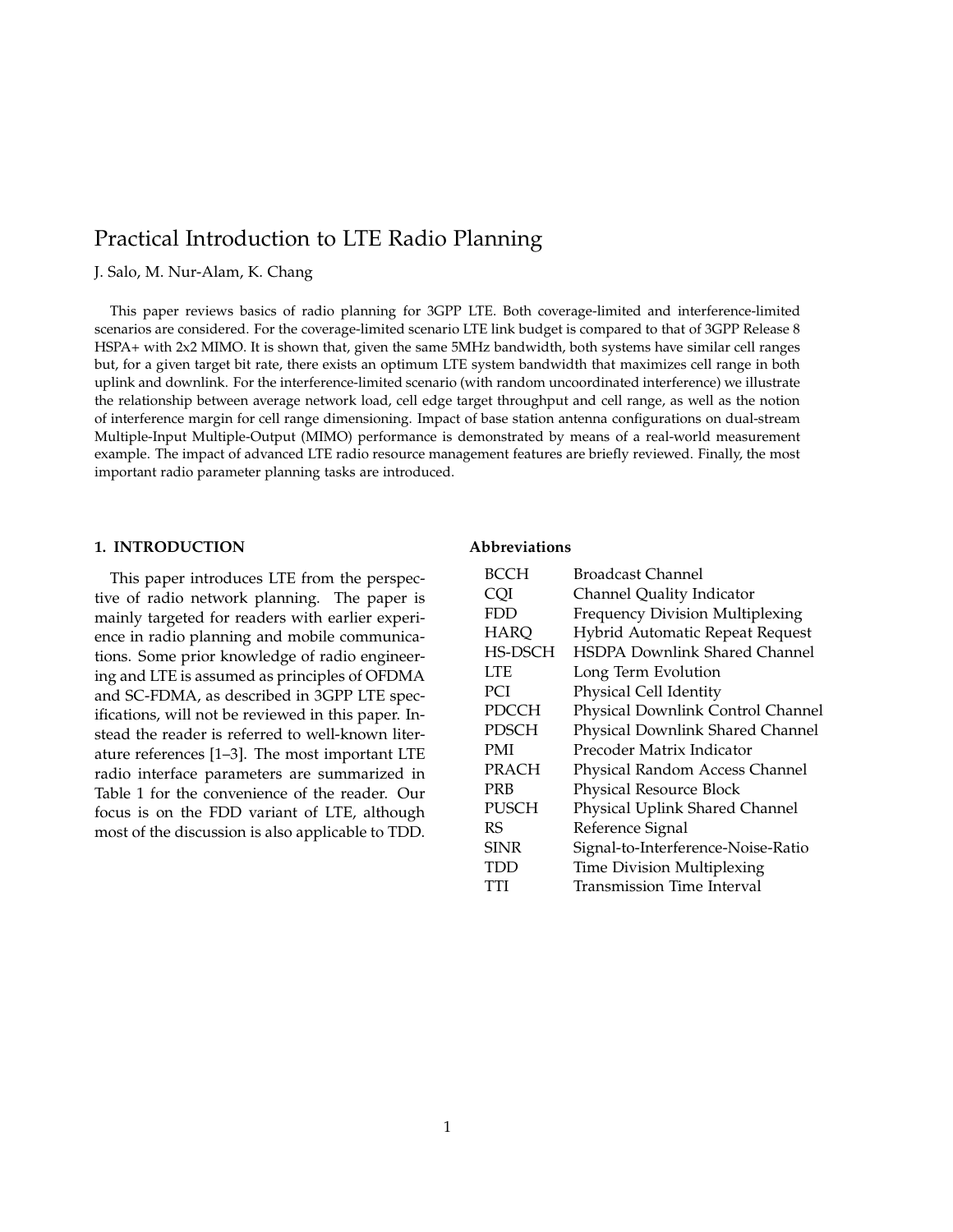# Practical Introduction to LTE Radio Planning

J. Salo, M. Nur-Alam, K. Chang

This paper reviews basics of radio planning for 3GPP LTE. Both coverage-limited and interference-limited scenarios are considered. For the coverage-limited scenario LTE link budget is compared to that of 3GPP Release 8 HSPA+ with 2x2 MIMO. It is shown that, given the same 5MHz bandwidth, both systems have similar cell ranges but, for a given target bit rate, there exists an optimum LTE system bandwidth that maximizes cell range in both uplink and downlink. For the interference-limited scenario (with random uncoordinated interference) we illustrate the relationship between average network load, cell edge target throughput and cell range, as well as the notion of interference margin for cell range dimensioning. Impact of base station antenna configurations on dual-stream Multiple-Input Multiple-Output (MIMO) performance is demonstrated by means of a real-world measurement example. The impact of advanced LTE radio resource management features are briefly reviewed. Finally, the most important radio parameter planning tasks are introduced.

## 1. INTRODUCTION

This paper introduces LTE from the perspective of radio network planning. The paper is mainly targeted for readers with earlier experience in radio planning and mobile communications. Some prior knowledge of radio engineering and LTE is assumed as principles of OFDMA and SC-FDMA, as described in 3GPP LTE specifications, will not be reviewed in this paper. Instead the reader is referred to well-known literature references [1–3]. The most important LTE radio interface parameters are summarized in Table 1 for the convenience of the reader. Our focus is on the FDD variant of LTE, although most of the discussion is also applicable to TDD.

### Abbreviations

| | |
|---|---|
| BCCH | Broadcast Channel |
| CQI | Channel Quality Indicator |
| FDD | Frequency Division Multiplexing |
| HARQ | Hybrid Automatic Repeat Request |
| HS-DSCH | HSDPA Downlink Shared Channel |
| LTE | Long Term Evolution |
| PCI | Physical Cell Identity |
| PDCCH | Physical Downlink Control Channel |
| PDSCH | Physical Downlink Shared Channel |
| PMI | Precoder Matrix Indicator |
| PRACH | Physical Random Access Channel |
| PRB | Physical Resource Block |
| PUSCH | Physical Uplink Shared Channel |
| RS | Reference Signal |
| SINR | Signal-to-Interference-Noise-Ratio |
| TDD | Time Division Multiplexing |
| TTI | Transmission Time Interval |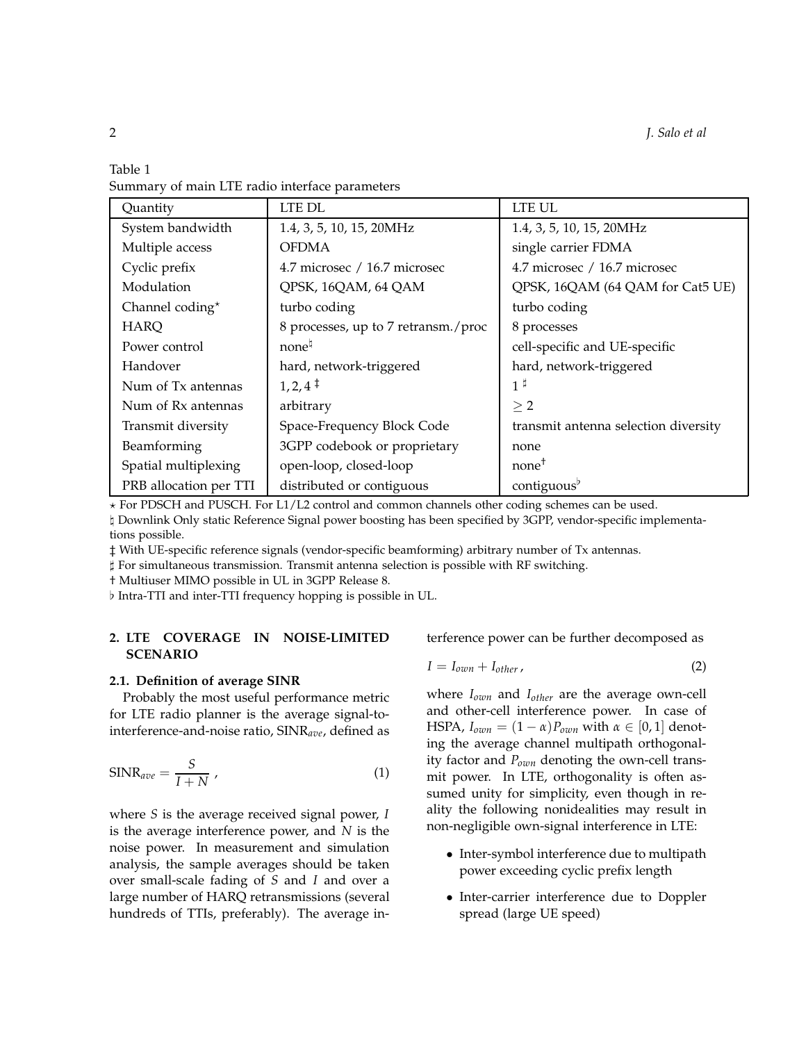Table 1
Summary of main LTE radio interface parameters

| Quantity | LTE DL | LTE UL |
|---|---|---|
| System bandwidth | 1.4, 3, 5, 10, 15, 20MHz | 1.4, 3, 5, 10, 15, 20MHz |
| Multiple access | OFDMA | single carrier FDMA |
| Cyclic prefix | 4.7 microsec / 16.7 microsec | 4.7 microsec / 16.7 microsec |
| Modulation | QPSK, 16QAM, 64 QAM | QPSK, 16QAM (64 QAM for Cat5 UE) |
| Channel coding⋆ | turbo coding | turbo coding |
| HARQ | 8 processes, up to 7 retransm./proc | 8 processes |
| Power control | none♮ | cell-specific and UE-specific |
| Handover | hard, network-triggered | hard, network-triggered |
| Num of Tx antennas | 1, 2, 4 ‡ | 1 ♯ |
| Num of Rx antennas | arbitrary | $\geq 2$ |
| Transmit diversity | Space-Frequency Block Code | transmit antenna selection diversity |
| Beamforming | 3GPP codebook or proprietary | none |
| Spatial multiplexing | open-loop, closed-loop | none† |
| PRB allocation per TTI | distributed or contiguous | contiguous♭ |

⋆ For PDSCH and PUSCH. For L1/L2 control and common channels other coding schemes can be used.
♮ Downlink Only static Reference Signal power boosting has been specified by 3GPP, vendor-specific implementations possible.
‡ With UE-specific reference signals (vendor-specific beamforming) arbitrary number of Tx antennas.
♯ For simultaneous transmission. Transmit antenna selection is possible with RF switching.
† Multiuser MIMO possible in UL in 3GPP Release 8.
♭ Intra-TTI and inter-TTI frequency hopping is possible in UL.

## 2. LTE COVERAGE IN NOISE-LIMITED SCENARIO

### 2.1. Definition of average SINR

Probably the most useful performance metric for LTE radio planner is the average signal-to-interference-and-noise ratio, $\text{SINR}_{ave}$, defined as

$$\text{SINR}_{ave} = \frac{S}{I + N}\,, \tag{1}$$

where $S$ is the average received signal power, $I$ is the average interference power, and $N$ is the noise power. In measurement and simulation analysis, the sample averages should be taken over small-scale fading of $S$ and $I$ and over a large number of HARQ retransmissions (several hundreds of TTIs, preferably). The average interference power can be further decomposed as

$$I = I_{own} + I_{other}\,, \tag{2}$$

where $I_{own}$ and $I_{other}$ are the average own-cell and other-cell interference power. In case of HSPA, $I_{own} = (1 - \alpha)P_{own}$ with $\alpha \in [0, 1]$ denoting the average channel multipath orthogonality factor and $P_{own}$ denoting the own-cell transmit power. In LTE, orthogonality is often assumed unity for simplicity, even though in reality the following nonidealities may result in non-negligible own-signal interference in LTE:

- Inter-symbol interference due to multipath power exceeding cyclic prefix length
- Inter-carrier interference due to Doppler spread (large UE speed)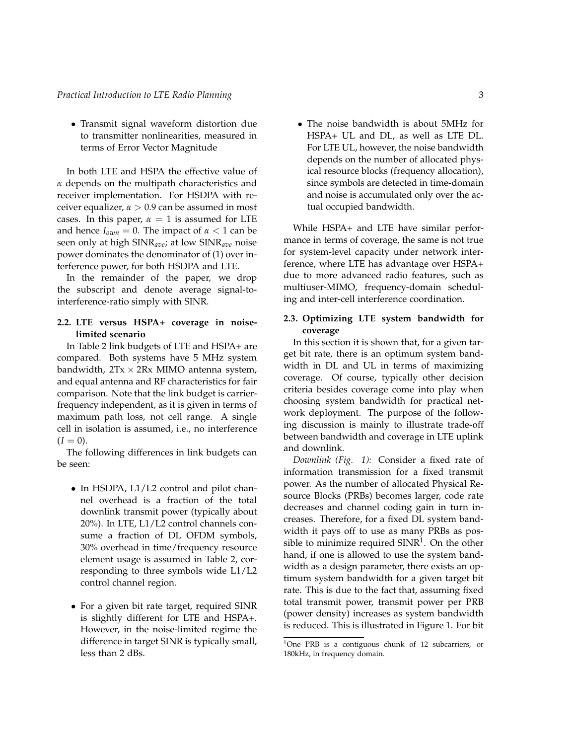- Transmit signal waveform distortion due to transmitter nonlinearities, measured in terms of Error Vector Magnitude

In both LTE and HSPA the effective value of $\alpha$ depends on the multipath characteristics and receiver implementation. For HSDPA with receiver equalizer, $\alpha > 0.9$ can be assumed in most cases. In this paper, $\alpha = 1$ is assumed for LTE and hence $I_{own} = 0$. The impact of $\alpha < 1$ can be seen only at high $\text{SINR}_{ave}$; at low $\text{SINR}_{ave}$ noise power dominates the denominator of (1) over interference power, for both HSDPA and LTE.

In the remainder of the paper, we drop the subscript and denote average signal-to-interference-ratio simply with SINR.

### 2.2. LTE versus HSPA+ coverage in noise-limited scenario

In Table 2 link budgets of LTE and HSPA+ are compared. Both systems have 5 MHz system bandwidth, $2\text{Tx} \times 2\text{Rx}$ MIMO antenna system, and equal antenna and RF characteristics for fair comparison. Note that the link budget is carrier-frequency independent, as it is given in terms of maximum path loss, not cell range. A single cell in isolation is assumed, i.e., no interference ($I = 0$).

The following differences in link budgets can be seen:

- In HSDPA, L1/L2 control and pilot channel overhead is a fraction of the total downlink transmit power (typically about 20%). In LTE, L1/L2 control channels consume a fraction of DL OFDM symbols, 30% overhead in time/frequency resource element usage is assumed in Table 2, corresponding to three symbols wide L1/L2 control channel region.
- For a given bit rate target, required SINR is slightly different for LTE and HSPA+. However, in the noise-limited regime the difference in target SINR is typically small, less than 2 dBs.
- The noise bandwidth is about 5MHz for HSPA+ UL and DL, as well as LTE DL. For LTE UL, however, the noise bandwidth depends on the number of allocated physical resource blocks (frequency allocation), since symbols are detected in time-domain and noise is accumulated only over the actual occupied bandwidth.

While HSPA+ and LTE have similar performance in terms of coverage, the same is not true for system-level capacity under network interference, where LTE has advantage over HSPA+ due to more advanced radio features, such as multiuser-MIMO, frequency-domain scheduling and inter-cell interference coordination.

### 2.3. Optimizing LTE system bandwidth for coverage

In this section it is shown that, for a given target bit rate, there is an optimum system bandwidth in DL and UL in terms of maximizing coverage. Of course, typically other decision criteria besides coverage come into play when choosing system bandwidth for practical network deployment. The purpose of the following discussion is mainly to illustrate trade-off between bandwidth and coverage in LTE uplink and downlink.

*Downlink (Fig. 1):* Consider a fixed rate of information transmission for a fixed transmit power. As the number of allocated Physical Resource Blocks (PRBs) becomes larger, code rate decreases and channel coding gain in turn increases. Therefore, for a fixed DL system bandwidth it pays off to use as many PRBs as possible to minimize required SINR[1]. On the other hand, if one is allowed to use the system bandwidth as a design parameter, there exists an optimum system bandwidth for a given target bit rate. This is due to the fact that, assuming fixed total transmit power, transmit power per PRB (power density) increases as system bandwidth is reduced. This is illustrated in Figure 1. For bit

[1] One PRB is a contiguous chunk of 12 subcarriers, or 180kHz, in frequency domain.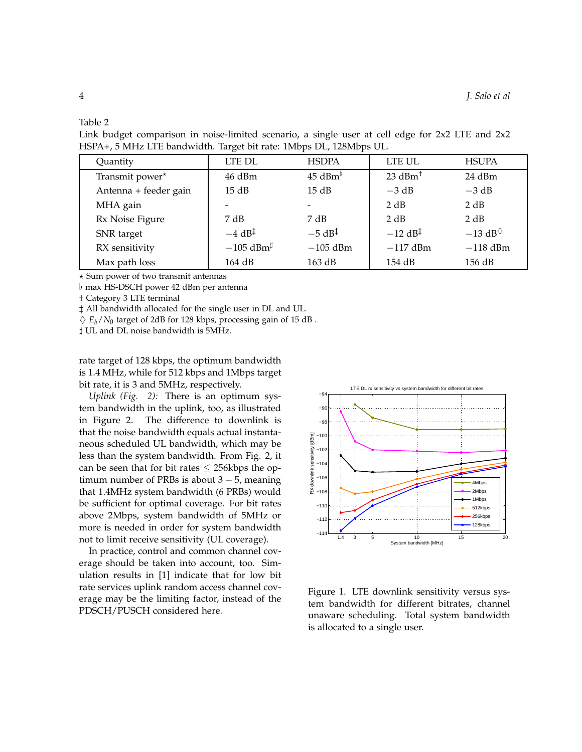Table 2
Link budget comparison in noise-limited scenario, a single user at cell edge for 2x2 LTE and 2x2 HSPA+, 5 MHz LTE bandwidth. Target bit rate: 1Mbps DL, 128Mbps UL.

| Quantity | LTE DL | HSDPA | LTE UL | HSUPA |
|---|---|---|---|---|
| Transmit power⋆ | 46 dBm | 45 dBm♭ | 23 dBm† | 24 dBm |
| Antenna + feeder gain | 15 dB | 15 dB | −3 dB | −3 dB |
| MHA gain | - | - | 2 dB | 2 dB |
| Rx Noise Figure | 7 dB | 7 dB | 2 dB | 2 dB |
| SNR target | −4 dB‡ | −5 dB‡ | −12 dB‡ | −13 dB♢ |
| RX sensitivity | −105 dBm♯ | −105 dBm | −117 dBm | −118 dBm |
| Max path loss | 164 dB | 163 dB | 154 dB | 156 dB |

⋆ Sum power of two transmit antennas
♭ max HS-DSCH power 42 dBm per antenna
† Category 3 LTE terminal
‡ All bandwidth allocated for the single user in DL and UL.
♢ $E_b/N_0$ target of 2dB for 128 kbps, processing gain of 15 dB .
♯ UL and DL noise bandwidth is 5MHz.

rate target of 128 kbps, the optimum bandwidth is 1.4 MHz, while for 512 kbps and 1Mbps target bit rate, it is 3 and 5MHz, respectively.

*Uplink (Fig. 2):* There is an optimum system bandwidth in the uplink, too, as illustrated in Figure 2. The difference to downlink is that the noise bandwidth equals actual instantaneous scheduled UL bandwidth, which may be less than the system bandwidth. From Fig. 2, it can be seen that for bit rates $\leq$ 256kbps the optimum number of PRBs is about $3-5$, meaning that 1.4MHz system bandwidth (6 PRBs) would be sufficient for optimal coverage. For bit rates above 2Mbps, system bandwidth of 5MHz or more is needed in order for system bandwidth not to limit receive sensitivity (UL coverage).

In practice, control and common channel coverage should be taken into account, too. Simulation results in [1] indicate that for low bit rate services uplink random access channel coverage may be the limiting factor, instead of the PDSCH/PUSCH considered here.

Figure 1. LTE downlink sensitivity versus system bandwidth for different bitrates, channel unaware scheduling. Total system bandwidth is allocated to a single user.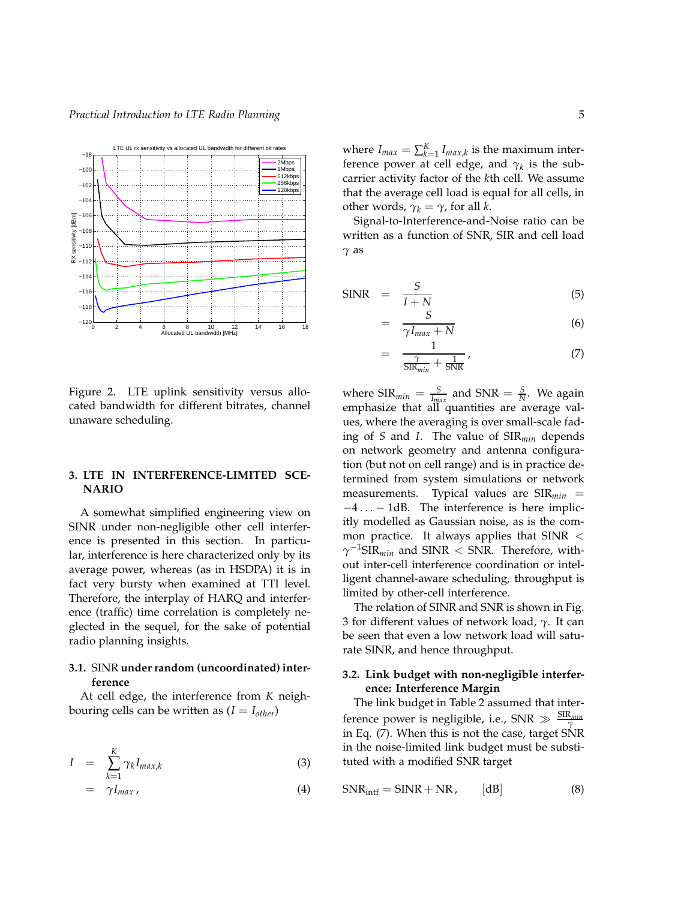Figure 2. LTE uplink sensitivity versus allocated bandwidth for different bitrates, channel unaware scheduling.

## 3. LTE IN INTERFERENCE-LIMITED SCENARIO

A somewhat simplified engineering view on SINR under non-negligible other cell interference is presented in this section. In particular, interference is here characterized only by its average power, whereas (as in HSDPA) it is in fact very bursty when examined at TTI level. Therefore, the interplay of HARQ and interference (traffic) time correlation is completely neglected in the sequel, for the sake of potential radio planning insights.

### 3.1. SINR under random (uncoordinated) interference

At cell edge, the interference from $K$ neighbouring cells can be written as ($I = I_{other}$)

$$I = \sum_{k=1}^{K} \gamma_k I_{max,k} \quad (3)$$

$$= \gamma I_{max}, \quad (4)$$

where $I_{max} = \sum_{k=1}^{K} I_{max,k}$ is the maximum interference power at cell edge, and $\gamma_k$ is the subcarrier activity factor of the $k$th cell. We assume that the average cell load is equal for all cells, in other words, $\gamma_k = \gamma$, for all $k$.

Signal-to-Interference-and-Noise ratio can be written as a function of SNR, SIR and cell load $\gamma$ as

$$\text{SINR} = \frac{S}{I+N} \quad (5)$$

$$= \frac{S}{\gamma I_{max} + N} \quad (6)$$

$$= \frac{1}{\frac{\gamma}{\text{SIR}_{min}} + \frac{1}{\text{SNR}}}, \quad (7)$$

where $\text{SIR}_{min} = \frac{S}{I_{max}}$ and $\text{SNR} = \frac{S}{N}$. We again emphasize that all quantities are average values, where the averaging is over small-scale fading of $S$ and $I$. The value of $\text{SIR}_{min}$ depends on network geometry and antenna configuration (but not on cell range) and is in practice determined from system simulations or network measurements. Typical values are $\text{SIR}_{min} = -4 \ldots -1$dB. The interference is here implicitly modelled as Gaussian noise, as is the common practice. It always applies that $\text{SINR} < \gamma^{-1}\text{SIR}_{min}$ and $\text{SINR} < \text{SNR}$. Therefore, without inter-cell interference coordination or intelligent channel-aware scheduling, throughput is limited by other-cell interference.

The relation of SINR and SNR is shown in Fig. 3 for different values of network load, $\gamma$. It can be seen that even a low network load will saturate SINR, and hence throughput.

### 3.2. Link budget with non-negligible interference: Interference Margin

The link budget in Table 2 assumed that interference power is negligible, i.e., $\text{SNR} \gg \frac{\text{SIR}_{min}}{\gamma}$ in Eq. (7). When this is not the case, target SNR in the noise-limited link budget must be substituted with a modified SNR target

$$\text{SNR}_{\text{intf}} = \text{SINR} + \text{NR}, \qquad [\text{dB}] \quad (8)$$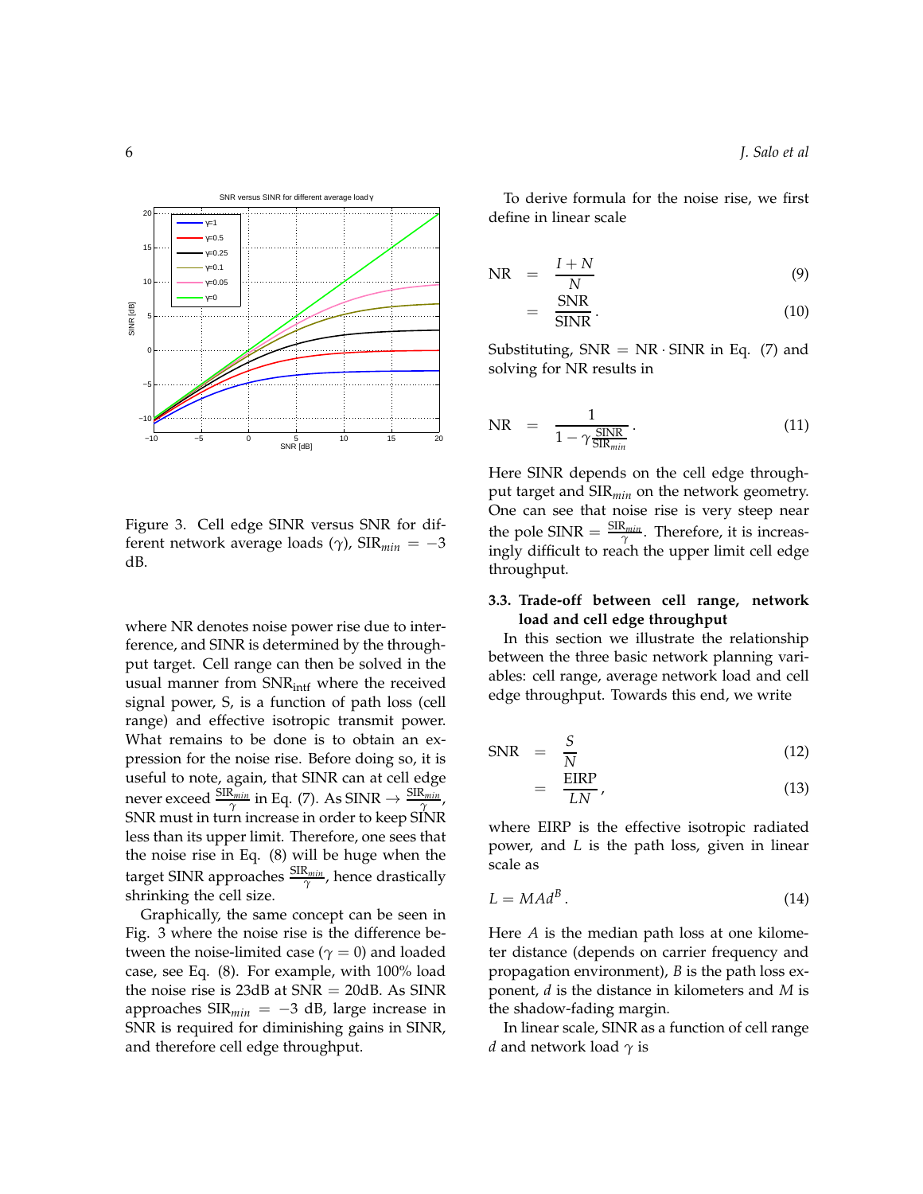Figure 3. Cell edge SINR versus SNR for different network average loads ($\gamma$), $\text{SIR}_{min} = -3$ dB.

where NR denotes noise power rise due to interference, and SINR is determined by the throughput target. Cell range can then be solved in the usual manner from $\text{SNR}_{\text{intf}}$ where the received signal power, S, is a function of path loss (cell range) and effective isotropic transmit power. What remains to be done is to obtain an expression for the noise rise. Before doing so, it is useful to note, again, that SINR can at cell edge never exceed $\frac{\text{SIR}_{min}}{\gamma}$ in Eq. (7). As $\text{SINR} \rightarrow \frac{\text{SIR}_{min}}{\gamma}$, SNR must in turn increase in order to keep SINR less than its upper limit. Therefore, one sees that the noise rise in Eq. (8) will be huge when the target SINR approaches $\frac{\text{SIR}_{min}}{\gamma}$, hence drastically shrinking the cell size.

Graphically, the same concept can be seen in Fig. 3 where the noise rise is the difference between the noise-limited case ($\gamma = 0$) and loaded case, see Eq. (8). For example, with 100% load the noise rise is 23dB at SNR = 20dB. As SINR approaches $\text{SIR}_{min} = -3$ dB, large increase in SNR is required for diminishing gains in SINR, and therefore cell edge throughput.

To derive formula for the noise rise, we first define in linear scale

$$\text{NR} = \frac{I + N}{N} \tag{9}$$

$$= \frac{\text{SNR}}{\text{SINR}}. \tag{10}$$

Substituting, $\text{SNR} = \text{NR} \cdot \text{SINR}$ in Eq. (7) and solving for NR results in

$$\text{NR} = \frac{1}{1 - \gamma \frac{\text{SINR}}{\text{SIR}_{min}}}. \tag{11}$$

Here SINR depends on the cell edge throughput target and $\text{SIR}_{min}$ on the network geometry. One can see that noise rise is very steep near the pole $\text{SINR} = \frac{\text{SIR}_{min}}{\gamma}$. Therefore, it is increasingly difficult to reach the upper limit cell edge throughput.

### 3.3. Trade-off between cell range, network load and cell edge throughput

In this section we illustrate the relationship between the three basic network planning variables: cell range, average network load and cell edge throughput. Towards this end, we write

$$\text{SNR} = \frac{S}{N} \tag{12}$$

$$= \frac{\text{EIRP}}{LN}, \tag{13}$$

where EIRP is the effective isotropic radiated power, and $L$ is the path loss, given in linear scale as

$$L = MAd^B. \tag{14}$$

Here $A$ is the median path loss at one kilometer distance (depends on carrier frequency and propagation environment), $B$ is the path loss exponent, $d$ is the distance in kilometers and $M$ is the shadow-fading margin.

In linear scale, SINR as a function of cell range $d$ and network load $\gamma$ is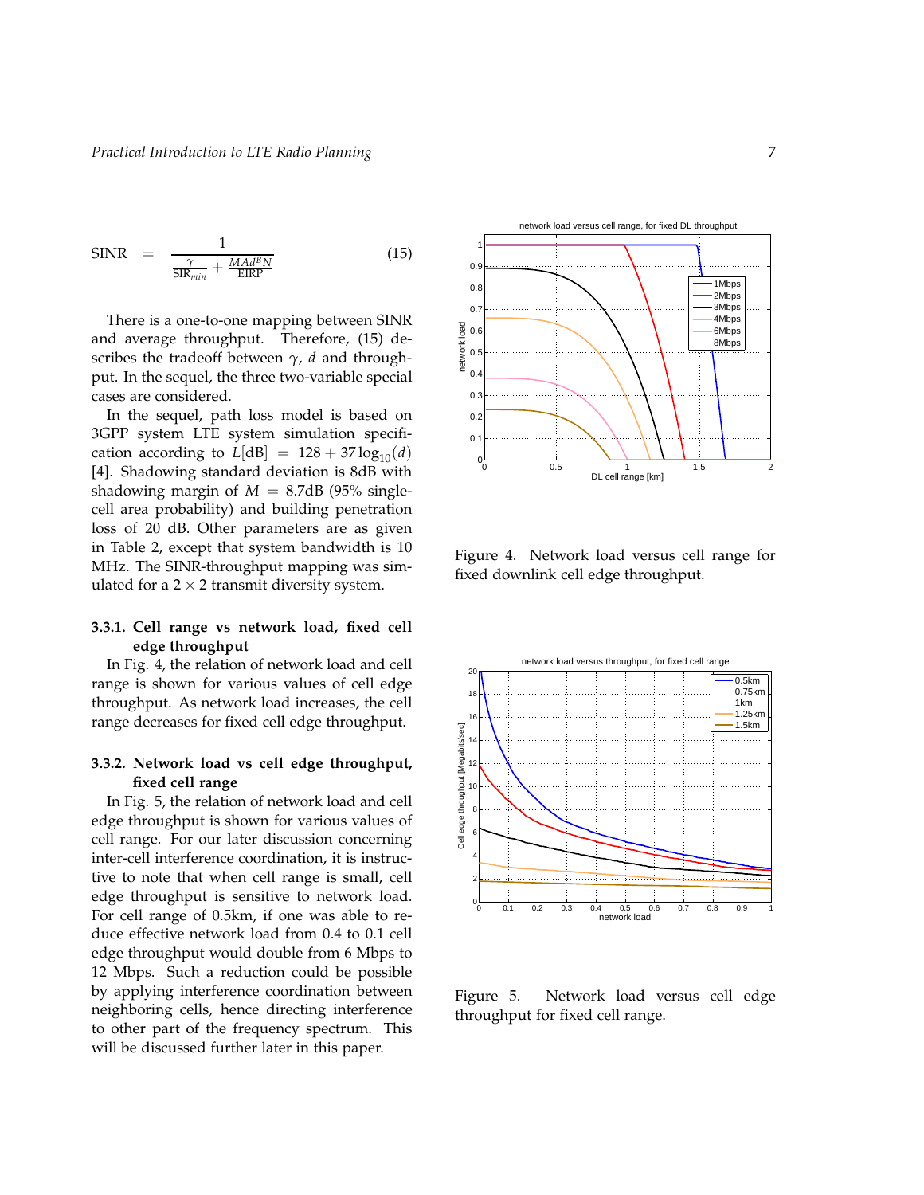$$\text{SINR} = \frac{1}{\frac{\gamma}{\text{SIR}_{min}} + \frac{MAd^BN}{\text{EIRP}}} \tag{15}$$

There is a one-to-one mapping between SINR and average throughput. Therefore, (15) describes the tradeoff between $\gamma$, $d$ and throughput. In the sequel, the three two-variable special cases are considered.

In the sequel, path loss model is based on 3GPP system LTE system simulation specification according to $L[\text{dB}] = 128 + 37\log_{10}(d)$ [4]. Shadowing standard deviation is 8dB with shadowing margin of $M = 8.7$dB (95% single-cell area probability) and building penetration loss of 20 dB. Other parameters are as given in Table 2, except that system bandwidth is 10 MHz. The SINR-throughput mapping was simulated for a $2 \times 2$ transmit diversity system.

#### 3.3.1. Cell range vs network load, fixed cell edge throughput

In Fig. 4, the relation of network load and cell range is shown for various values of cell edge throughput. As network load increases, the cell range decreases for fixed cell edge throughput.

#### 3.3.2. Network load vs cell edge throughput, fixed cell range

In Fig. 5, the relation of network load and cell edge throughput is shown for various values of cell range. For our later discussion concerning inter-cell interference coordination, it is instructive to note that when cell range is small, cell edge throughput is sensitive to network load. For cell range of 0.5km, if one was able to reduce effective network load from 0.4 to 0.1 cell edge throughput would double from 6 Mbps to 12 Mbps. Such a reduction could be possible by applying interference coordination between neighboring cells, hence directing interference to other part of the frequency spectrum. This will be discussed further later in this paper.

Figure 4. Network load versus cell range for fixed downlink cell edge throughput.

Figure 5. Network load versus cell edge throughput for fixed cell range.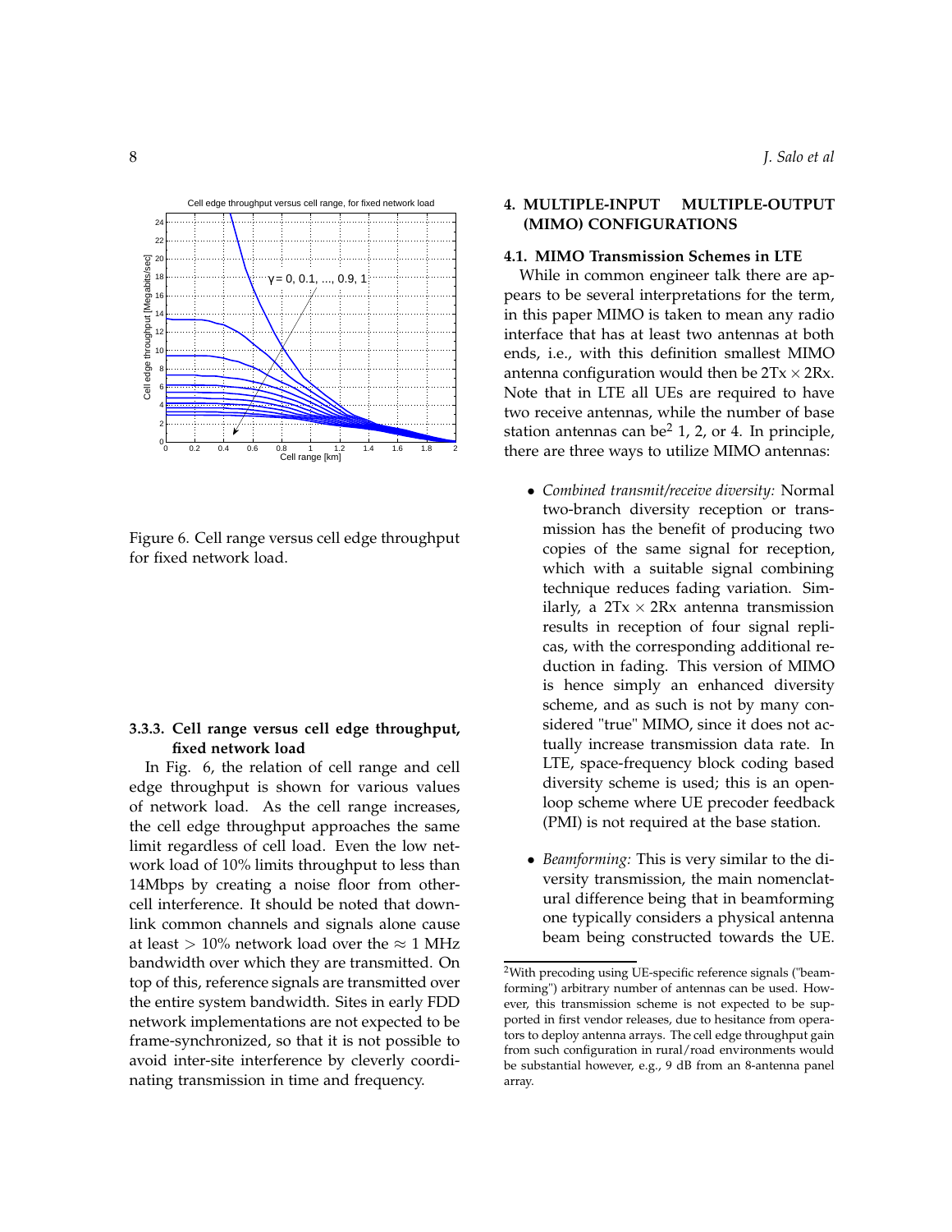Figure 6. Cell range versus cell edge throughput for fixed network load.

### 3.3.3. Cell range versus cell edge throughput, fixed network load

In Fig. 6, the relation of cell range and cell edge throughput is shown for various values of network load. As the cell range increases, the cell edge throughput approaches the same limit regardless of cell load. Even the low network load of 10% limits throughput to less than 14Mbps by creating a noise floor from other-cell interference. It should be noted that downlink common channels and signals alone cause at least $> 10\%$ network load over the $\approx 1$ MHz bandwidth over which they are transmitted. On top of this, reference signals are transmitted over the entire system bandwidth. Sites in early FDD network implementations are not expected to be frame-synchronized, so that it is not possible to avoid inter-site interference by cleverly coordinating transmission in time and frequency.

## 4. MULTIPLE-INPUT MULTIPLE-OUTPUT (MIMO) CONFIGURATIONS

### 4.1. MIMO Transmission Schemes in LTE

While in common engineer talk there are appears to be several interpretations for the term, in this paper MIMO is taken to mean any radio interface that has at least two antennas at both ends, i.e., with this definition smallest MIMO antenna configuration would then be $2\text{Tx} \times 2\text{Rx}$. Note that in LTE all UEs are required to have two receive antennas, while the number of base station antennas can be[2] 1, 2, or 4. In principle, there are three ways to utilize MIMO antennas:

- *Combined transmit/receive diversity:* Normal two-branch diversity reception or transmission has the benefit of producing two copies of the same signal for reception, which with a suitable signal combining technique reduces fading variation. Similarly, a $2\text{Tx} \times 2\text{Rx}$ antenna transmission results in reception of four signal replicas, with the corresponding additional reduction in fading. This version of MIMO is hence simply an enhanced diversity scheme, and as such is not by many considered "true" MIMO, since it does not actually increase transmission data rate. In LTE, space-frequency block coding based diversity scheme is used; this is an open-loop scheme where UE precoder feedback (PMI) is not required at the base station.

- *Beamforming:* This is very similar to the diversity transmission, the main nomenclatural difference being that in beamforming one typically considers a physical antenna beam being constructed towards the UE.

[2] With precoding using UE-specific reference signals ("beamforming") arbitrary number of antennas can be used. However, this transmission scheme is not expected to be supported in first vendor releases, due to hesitance from operators to deploy antenna arrays. The cell edge throughput gain from such configuration in rural/road environments would be substantial however, e.g., 9 dB from an 8-antenna panel array.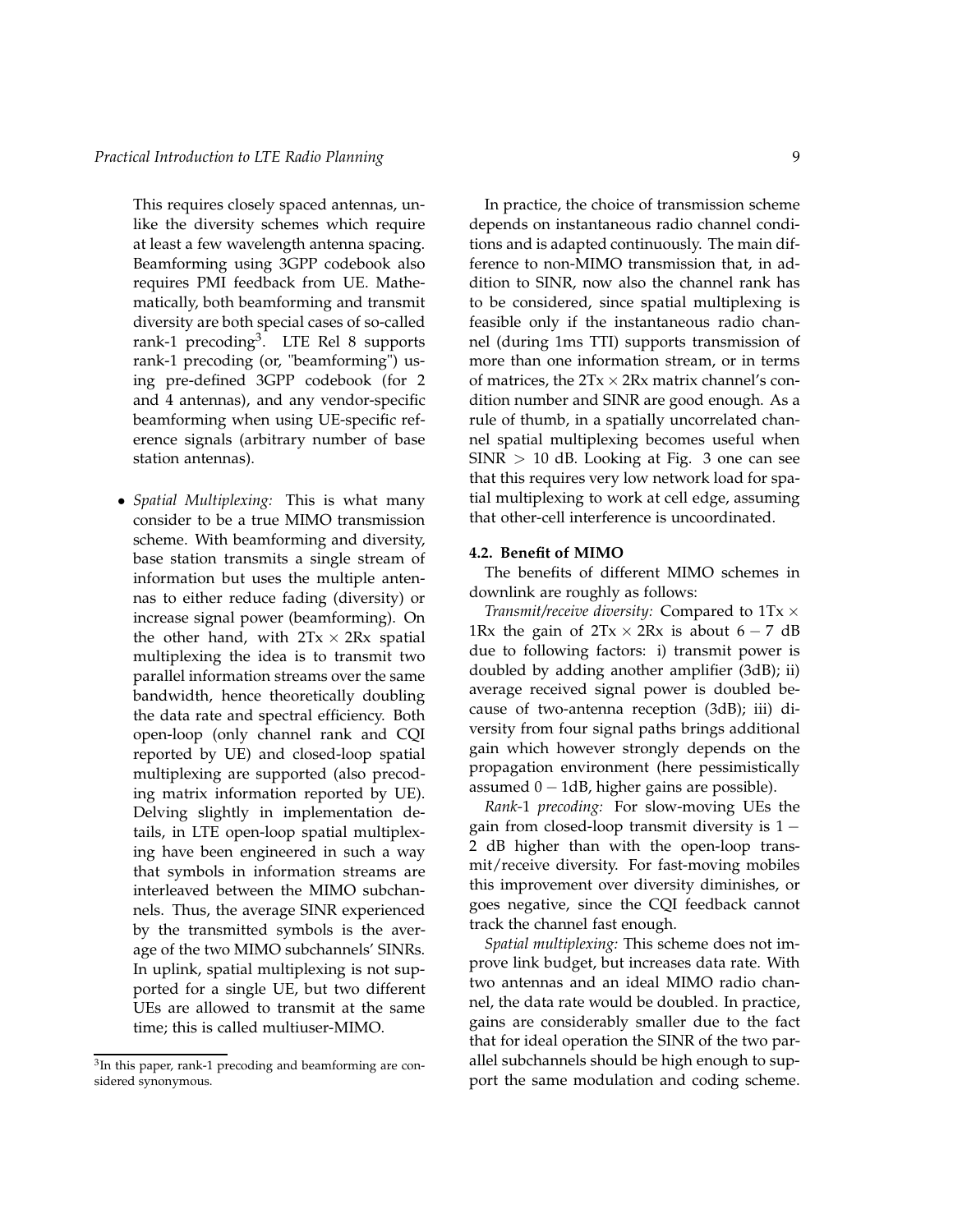This requires closely spaced antennas, unlike the diversity schemes which require at least a few wavelength antenna spacing. Beamforming using 3GPP codebook also requires PMI feedback from UE. Mathematically, both beamforming and transmit diversity are both special cases of so-called rank-1 precoding[3]. LTE Rel 8 supports rank-1 precoding (or, "beamforming") using pre-defined 3GPP codebook (for 2 and 4 antennas), and any vendor-specific beamforming when using UE-specific reference signals (arbitrary number of base station antennas).

- *Spatial Multiplexing:* This is what many consider to be a true MIMO transmission scheme. With beamforming and diversity, base station transmits a single stream of information but uses the multiple antennas to either reduce fading (diversity) or increase signal power (beamforming). On the other hand, with 2Tx $\times$ 2Rx spatial multiplexing the idea is to transmit two parallel information streams over the same bandwidth, hence theoretically doubling the data rate and spectral efficiency. Both open-loop (only channel rank and CQI reported by UE) and closed-loop spatial multiplexing are supported (also precoding matrix information reported by UE). Delving slightly in implementation details, in LTE open-loop spatial multiplexing have been engineered in such a way that symbols in information streams are interleaved between the MIMO subchannels. Thus, the average SINR experienced by the transmitted symbols is the average of the two MIMO subchannels' SINRs. In uplink, spatial multiplexing is not supported for a single UE, but two different UEs are allowed to transmit at the same time; this is called multiuser-MIMO.

[3] In this paper, rank-1 precoding and beamforming are considered synonymous.

In practice, the choice of transmission scheme depends on instantaneous radio channel conditions and is adapted continuously. The main difference to non-MIMO transmission that, in addition to SINR, now also the channel rank has to be considered, since spatial multiplexing is feasible only if the instantaneous radio channel (during 1ms TTI) supports transmission of more than one information stream, or in terms of matrices, the 2Tx $\times$ 2Rx matrix channel's condition number and SINR are good enough. As a rule of thumb, in a spatially uncorrelated channel spatial multiplexing becomes useful when SINR $> 10$ dB. Looking at Fig. 3 one can see that this requires very low network load for spatial multiplexing to work at cell edge, assuming that other-cell interference is uncoordinated.

#### 4.2. Benefit of MIMO

The benefits of different MIMO schemes in downlink are roughly as follows:

*Transmit/receive diversity:* Compared to 1Tx $\times$ 1Rx the gain of 2Tx $\times$ 2Rx is about $6-7$ dB due to following factors: i) transmit power is doubled by adding another amplifier (3dB); ii) average received signal power is doubled because of two-antenna reception (3dB); iii) diversity from four signal paths brings additional gain which however strongly depends on the propagation environment (here pessimistically assumed $0-1$dB, higher gains are possible).

*Rank-1 precoding:* For slow-moving UEs the gain from closed-loop transmit diversity is $1-2$ dB higher than with the open-loop transmit/receive diversity. For fast-moving mobiles this improvement over diversity diminishes, or goes negative, since the CQI feedback cannot track the channel fast enough.

*Spatial multiplexing:* This scheme does not improve link budget, but increases data rate. With two antennas and an ideal MIMO radio channel, the data rate would be doubled. In practice, gains are considerably smaller due to the fact that for ideal operation the SINR of the two parallel subchannels should be high enough to support the same modulation and coding scheme.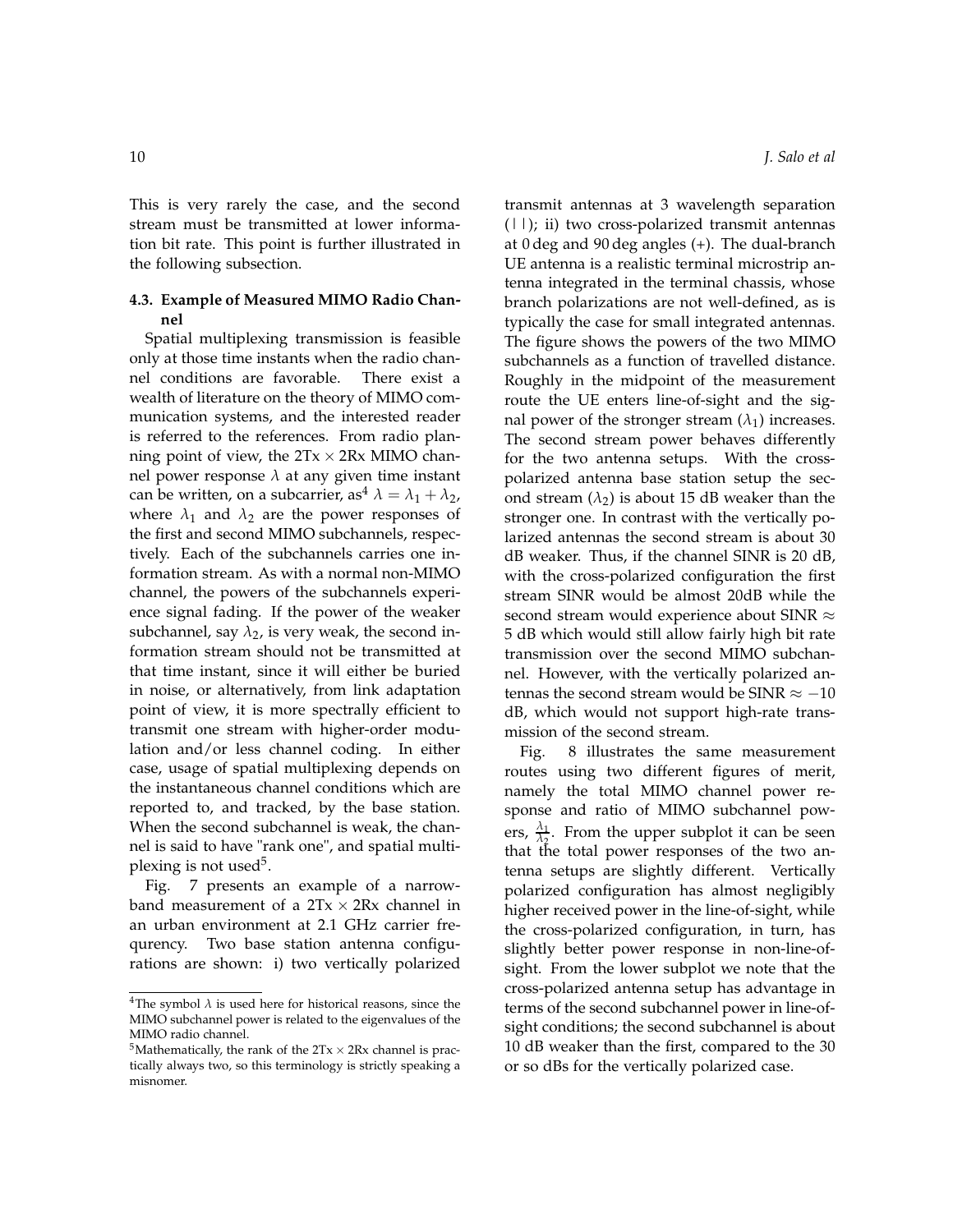This is very rarely the case, and the second stream must be transmitted at lower information bit rate. This point is further illustrated in the following subsection.

### 4.3. Example of Measured MIMO Radio Channel

Spatial multiplexing transmission is feasible only at those time instants when the radio channel conditions are favorable. There exist a wealth of literature on the theory of MIMO communication systems, and the interested reader is referred to the references. From radio planning point of view, the 2Tx $\times$ 2Rx MIMO channel power response $\lambda$ at any given time instant can be written, on a subcarrier, as[4] $\lambda = \lambda_1 + \lambda_2$, where $\lambda_1$ and $\lambda_2$ are the power responses of the first and second MIMO subchannels, respectively. Each of the subchannels carries one information stream. As with a normal non-MIMO channel, the powers of the subchannels experience signal fading. If the power of the weaker subchannel, say $\lambda_2$, is very weak, the second information stream should not be transmitted at that time instant, since it will either be buried in noise, or alternatively, from link adaptation point of view, it is more spectrally efficient to transmit one stream with higher-order modulation and/or less channel coding. In either case, usage of spatial multiplexing depends on the instantaneous channel conditions which are reported to, and tracked, by the base station. When the second subchannel is weak, the channel is said to have "rank one", and spatial multiplexing is not used[5].

Fig. 7 presents an example of a narrowband measurement of a 2Tx $\times$ 2Rx channel in an urban environment at 2.1 GHz carrier frequrency. Two base station antenna configurations are shown: i) two vertically polarized transmit antennas at 3 wavelength separation (| |); ii) two cross-polarized transmit antennas at 0 deg and 90 deg angles (+). The dual-branch UE antenna is a realistic terminal microstrip antenna integrated in the terminal chassis, whose branch polarizations are not well-defined, as is typically the case for small integrated antennas. The figure shows the powers of the two MIMO subchannels as a function of travelled distance. Roughly in the midpoint of the measurement route the UE enters line-of-sight and the signal power of the stronger stream ($\lambda_1$) increases. The second stream power behaves differently for the two antenna setups. With the cross-polarized antenna base station setup the second stream ($\lambda_2$) is about 15 dB weaker than the stronger one. In contrast with the vertically polarized antennas the second stream is about 30 dB weaker. Thus, if the channel SINR is 20 dB, with the cross-polarized configuration the first stream SINR would be almost 20dB while the second stream would experience about SINR $\approx$ 5 dB which would still allow fairly high bit rate transmission over the second MIMO subchannel. However, with the vertically polarized antennas the second stream would be SINR $\approx -10$ dB, which would not support high-rate transmission of the second stream.

Fig. 8 illustrates the same measurement routes using two different figures of merit, namely the total MIMO channel power response and ratio of MIMO subchannel powers, $\frac{\lambda_1}{\lambda_2}$. From the upper subplot it can be seen that the total power responses of the two antenna setups are slightly different. Vertically polarized configuration has almost negligibly higher received power in the line-of-sight, while the cross-polarized configuration, in turn, has slightly better power response in non-line-of-sight. From the lower subplot we note that the cross-polarized antenna setup has advantage in terms of the second subchannel power in line-of-sight conditions; the second subchannel is about 10 dB weaker than the first, compared to the 30 or so dBs for the vertically polarized case.

[4] The symbol $\lambda$ is used here for historical reasons, since the MIMO subchannel power is related to the eigenvalues of the MIMO radio channel.

[5] Mathematically, the rank of the 2Tx $\times$ 2Rx channel is practically always two, so this terminology is strictly speaking a misnomer.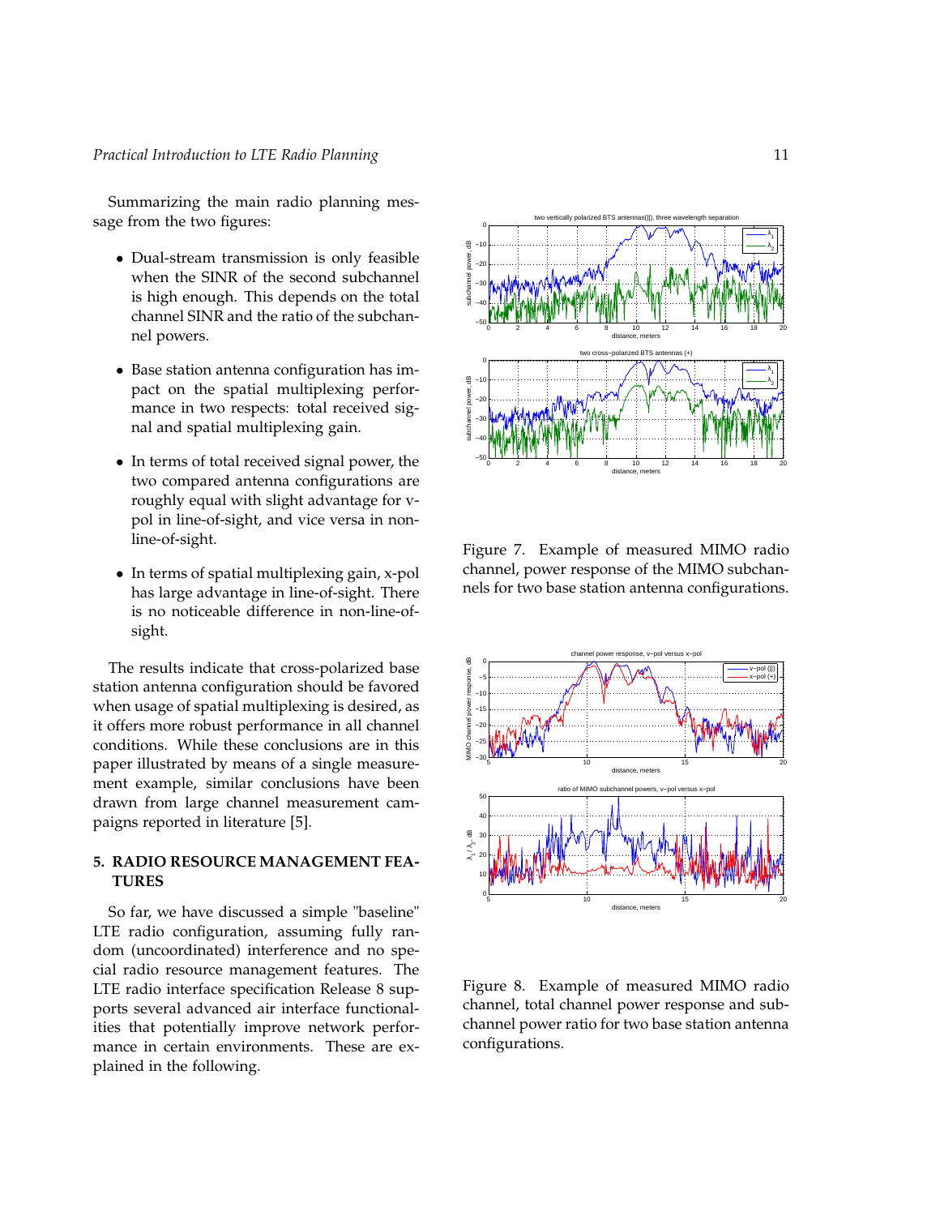Summarizing the main radio planning message from the two figures:

- Dual-stream transmission is only feasible when the SINR of the second subchannel is high enough. This depends on the total channel SINR and the ratio of the subchannel powers.
- Base station antenna configuration has impact on the spatial multiplexing performance in two respects: total received signal and spatial multiplexing gain.
- In terms of total received signal power, the two compared antenna configurations are roughly equal with slight advantage for v-pol in line-of-sight, and vice versa in non-line-of-sight.
- In terms of spatial multiplexing gain, x-pol has large advantage in line-of-sight. There is no noticeable difference in non-line-of-sight.

The results indicate that cross-polarized base station antenna configuration should be favored when usage of spatial multiplexing is desired, as it offers more robust performance in all channel conditions. While these conclusions are in this paper illustrated by means of a single measurement example, similar conclusions have been drawn from large channel measurement campaigns reported in literature [5].

## 5. RADIO RESOURCE MANAGEMENT FEATURES

So far, we have discussed a simple "baseline" LTE radio configuration, assuming fully random (uncoordinated) interference and no special radio resource management features. The LTE radio interface specification Release 8 supports several advanced air interface functionalities that potentially improve network performance in certain environments. These are explained in the following.

Figure 7. Example of measured MIMO radio channel, power response of the MIMO subchannels for two base station antenna configurations.

Figure 8. Example of measured MIMO radio channel, total channel power response and subchannel power ratio for two base station antenna configurations.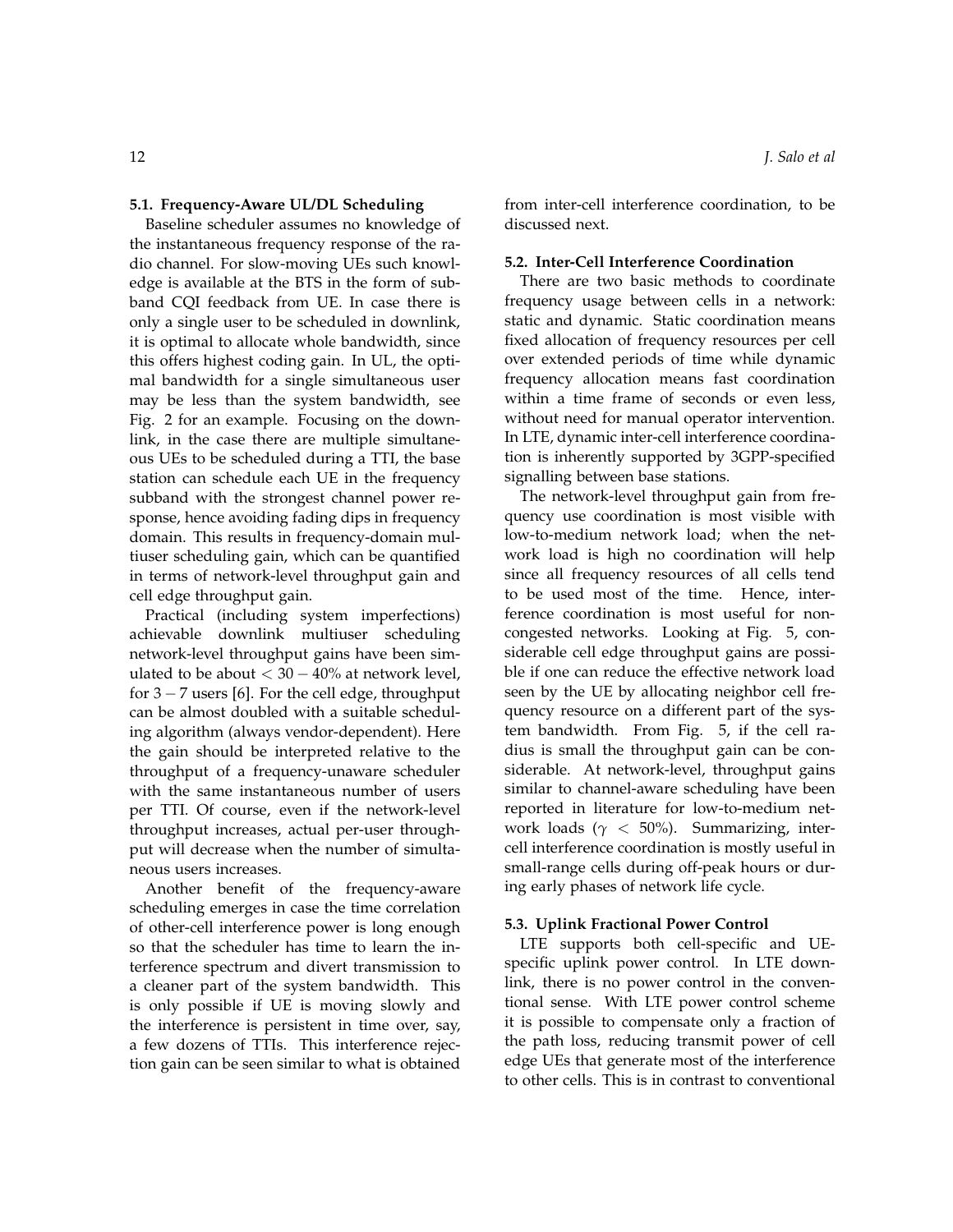### 5.1. Frequency-Aware UL/DL Scheduling

Baseline scheduler assumes no knowledge of the instantaneous frequency response of the radio channel. For slow-moving UEs such knowledge is available at the BTS in the form of subband CQI feedback from UE. In case there is only a single user to be scheduled in downlink, it is optimal to allocate whole bandwidth, since this offers highest coding gain. In UL, the optimal bandwidth for a single simultaneous user may be less than the system bandwidth, see Fig. 2 for an example. Focusing on the downlink, in the case there are multiple simultaneous UEs to be scheduled during a TTI, the base station can schedule each UE in the frequency subband with the strongest channel power response, hence avoiding fading dips in frequency domain. This results in frequency-domain multiuser scheduling gain, which can be quantified in terms of network-level throughput gain and cell edge throughput gain.

Practical (including system imperfections) achievable downlink multiuser scheduling network-level throughput gains have been simulated to be about $< 30 - 40\%$ at network level, for $3 - 7$ users [6]. For the cell edge, throughput can be almost doubled with a suitable scheduling algorithm (always vendor-dependent). Here the gain should be interpreted relative to the throughput of a frequency-unaware scheduler with the same instantaneous number of users per TTI. Of course, even if the network-level throughput increases, actual per-user throughput will decrease when the number of simultaneous users increases.

Another benefit of the frequency-aware scheduling emerges in case the time correlation of other-cell interference power is long enough so that the scheduler has time to learn the interference spectrum and divert transmission to a cleaner part of the system bandwidth. This is only possible if UE is moving slowly and the interference is persistent in time over, say, a few dozens of TTIs. This interference rejection gain can be seen similar to what is obtained from inter-cell interference coordination, to be discussed next.

### 5.2. Inter-Cell Interference Coordination

There are two basic methods to coordinate frequency usage between cells in a network: static and dynamic. Static coordination means fixed allocation of frequency resources per cell over extended periods of time while dynamic frequency allocation means fast coordination within a time frame of seconds or even less, without need for manual operator intervention. In LTE, dynamic inter-cell interference coordination is inherently supported by 3GPP-specified signalling between base stations.

The network-level throughput gain from frequency use coordination is most visible with low-to-medium network load; when the network load is high no coordination will help since all frequency resources of all cells tend to be used most of the time. Hence, interference coordination is most useful for non-congested networks. Looking at Fig. 5, considerable cell edge throughput gains are possible if one can reduce the effective network load seen by the UE by allocating neighbor cell frequency resource on a different part of the system bandwidth. From Fig. 5, if the cell radius is small the throughput gain can be considerable. At network-level, throughput gains similar to channel-aware scheduling have been reported in literature for low-to-medium network loads ($\gamma < 50\%$). Summarizing, inter-cell interference coordination is mostly useful in small-range cells during off-peak hours or during early phases of network life cycle.

### 5.3. Uplink Fractional Power Control

LTE supports both cell-specific and UE-specific uplink power control. In LTE downlink, there is no power control in the conventional sense. With LTE power control scheme it is possible to compensate only a fraction of the path loss, reducing transmit power of cell edge UEs that generate most of the interference to other cells. This is in contrast to conventional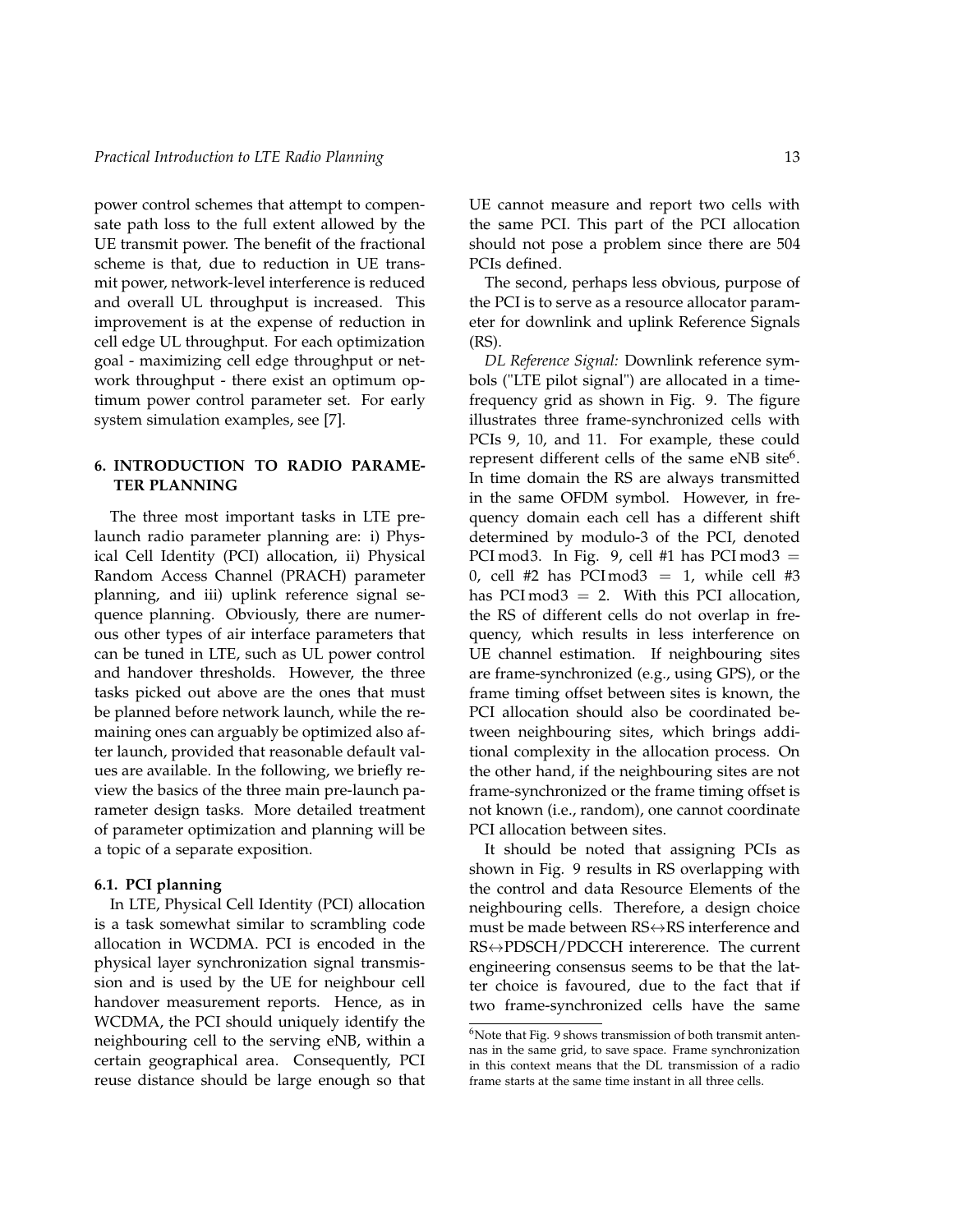power control schemes that attempt to compensate path loss to the full extent allowed by the UE transmit power. The benefit of the fractional scheme is that, due to reduction in UE transmit power, network-level interference is reduced and overall UL throughput is increased. This improvement is at the expense of reduction in cell edge UL throughput. For each optimization goal - maximizing cell edge throughput or network throughput - there exist an optimum optimum power control parameter set. For early system simulation examples, see [7].

## 6. INTRODUCTION TO RADIO PARAMETER PLANNING

The three most important tasks in LTE prelaunch radio parameter planning are: i) Physical Cell Identity (PCI) allocation, ii) Physical Random Access Channel (PRACH) parameter planning, and iii) uplink reference signal sequence planning. Obviously, there are numerous other types of air interface parameters that can be tuned in LTE, such as UL power control and handover thresholds. However, the three tasks picked out above are the ones that must be planned before network launch, while the remaining ones can arguably be optimized also after launch, provided that reasonable default values are available. In the following, we briefly review the basics of the three main pre-launch parameter design tasks. More detailed treatment of parameter optimization and planning will be a topic of a separate exposition.

### 6.1. PCI planning

In LTE, Physical Cell Identity (PCI) allocation is a task somewhat similar to scrambling code allocation in WCDMA. PCI is encoded in the physical layer synchronization signal transmission and is used by the UE for neighbour cell handover measurement reports. Hence, as in WCDMA, the PCI should uniquely identify the neighbouring cell to the serving eNB, within a certain geographical area. Consequently, PCI reuse distance should be large enough so that UE cannot measure and report two cells with the same PCI. This part of the PCI allocation should not pose a problem since there are 504 PCIs defined.

The second, perhaps less obvious, purpose of the PCI is to serve as a resource allocator parameter for downlink and uplink Reference Signals (RS).

*DL Reference Signal:* Downlink reference symbols ("LTE pilot signal") are allocated in a time-frequency grid as shown in Fig. 9. The figure illustrates three frame-synchronized cells with PCIs 9, 10, and 11. For example, these could represent different cells of the same eNB site[6]. In time domain the RS are always transmitted in the same OFDM symbol. However, in frequency domain each cell has a different shift determined by modulo-3 of the PCI, denoted $\text{PCI} \bmod 3$. In Fig. 9, cell #1 has $\text{PCI} \bmod 3 = 0$, cell #2 has $\text{PCI} \bmod 3 = 1$, while cell #3 has $\text{PCI} \bmod 3 = 2$. With this PCI allocation, the RS of different cells do not overlap in frequency, which results in less interference on UE channel estimation. If neighbouring sites are frame-synchronized (e.g., using GPS), or the frame timing offset between sites is known, the PCI allocation should also be coordinated between neighbouring sites, which brings additional complexity in the allocation process. On the other hand, if the neighbouring sites are not frame-synchronized or the frame timing offset is not known (i.e., random), one cannot coordinate PCI allocation between sites.

It should be noted that assigning PCIs as shown in Fig. 9 results in RS overlapping with the control and data Resource Elements of the neighbouring cells. Therefore, a design choice must be made between RS↔RS interference and RS↔PDSCH/PDCCH intererence. The current engineering consensus seems to be that the latter choice is favoured, due to the fact that if two frame-synchronized cells have the same

[6] Note that Fig. 9 shows transmission of both transmit antennas in the same grid, to save space. Frame synchronization in this context means that the DL transmission of a radio frame starts at the same time instant in all three cells.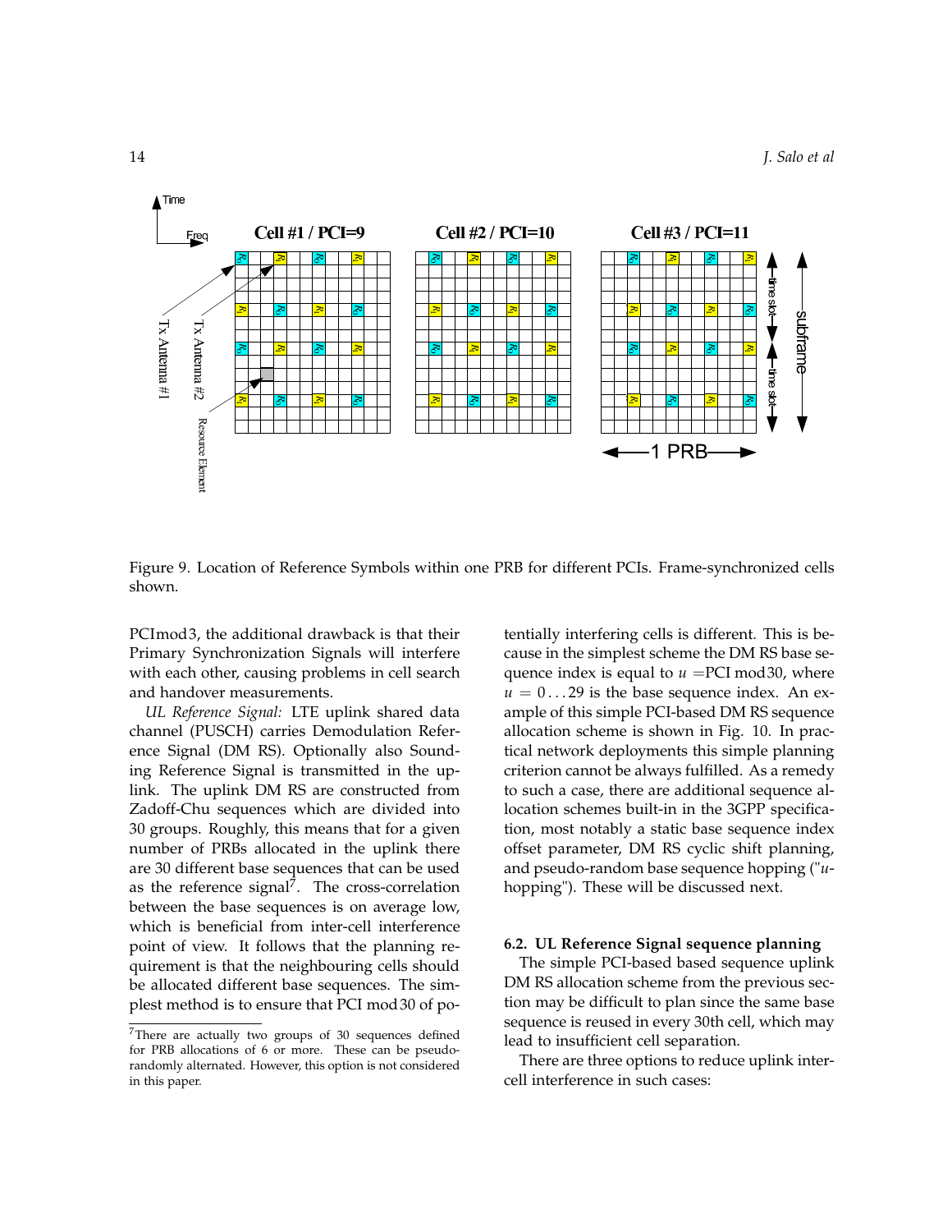Figure 9. Location of Reference Symbols within one PRB for different PCIs. Frame-synchronized cells shown.

PCImod3, the additional drawback is that their Primary Synchronization Signals will interfere with each other, causing problems in cell search and handover measurements.

*UL Reference Signal:* LTE uplink shared data channel (PUSCH) carries Demodulation Reference Signal (DM RS). Optionally also Sounding Reference Signal is transmitted in the uplink. The uplink DM RS are constructed from Zadoff-Chu sequences which are divided into 30 groups. Roughly, this means that for a given number of PRBs allocated in the uplink there are 30 different base sequences that can be used as the reference signal[7]. The cross-correlation between the base sequences is on average low, which is beneficial from inter-cell interference point of view. It follows that the planning requirement is that the neighbouring cells should be allocated different base sequences. The simplest method is to ensure that PCI mod 30 of potentially interfering cells is different. This is because in the simplest scheme the DM RS base sequence index is equal to $u$ =PCI mod 30, where $u = 0 \ldots 29$ is the base sequence index. An example of this simple PCI-based DM RS sequence allocation scheme is shown in Fig. 10. In practical network deployments this simple planning criterion cannot be always fulfilled. As a remedy to such a case, there are additional sequence allocation schemes built-in in the 3GPP specification, most notably a static base sequence index offset parameter, DM RS cyclic shift planning, and pseudo-random base sequence hopping ("$u$-hopping"). These will be discussed next.

[7] There are actually two groups of 30 sequences defined for PRB allocations of 6 or more. These can be pseudo-randomly alternated. However, this option is not considered in this paper.

### 6.2. UL Reference Signal sequence planning

The simple PCI-based based sequence uplink DM RS allocation scheme from the previous section may be difficult to plan since the same base sequence is reused in every 30th cell, which may lead to insufficient cell separation.

There are three options to reduce uplink inter-cell interference in such cases: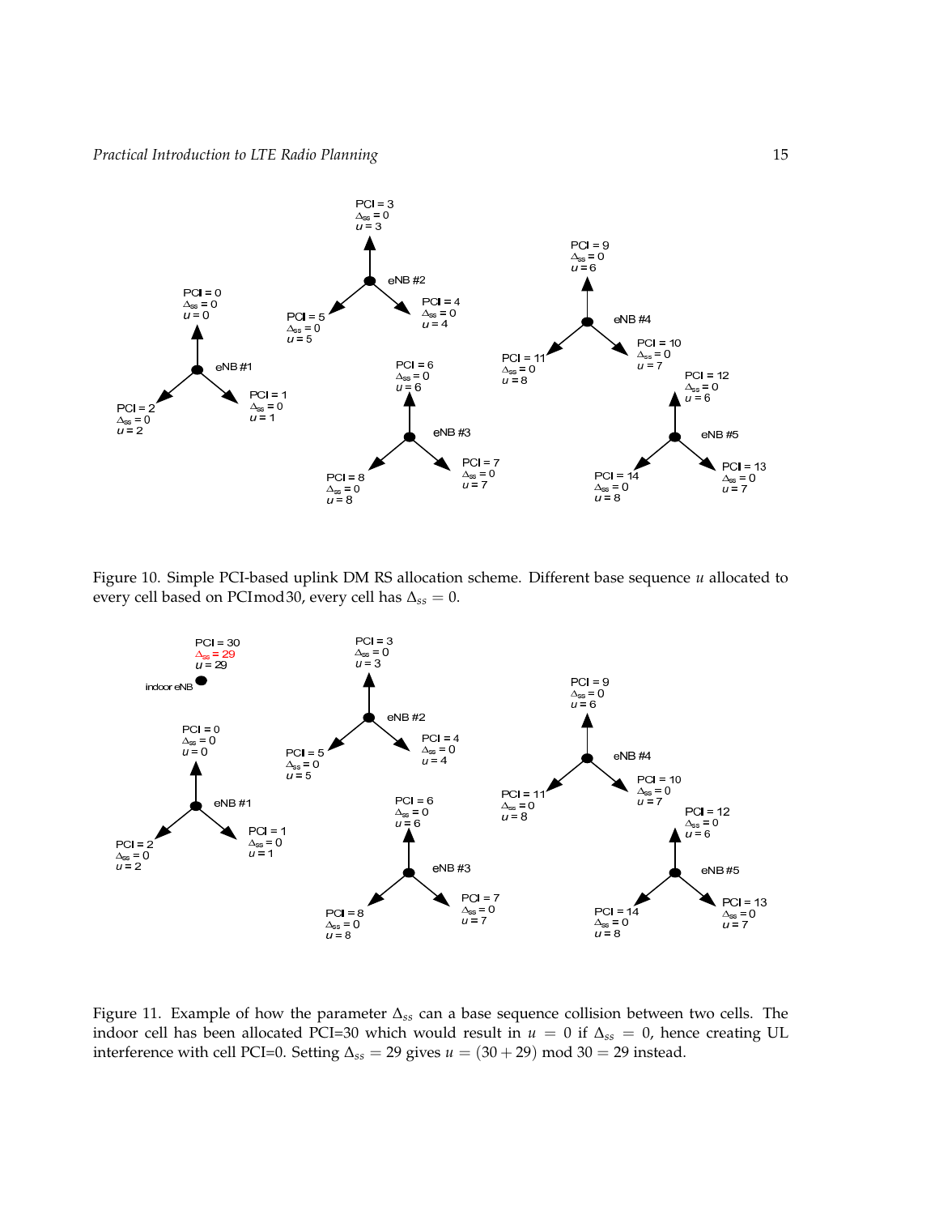Figure 10. Simple PCI-based uplink DM RS allocation scheme. Different base sequence $u$ allocated to every cell based on PCImod30, every cell has $\Delta_{ss} = 0$.

Figure 11. Example of how the parameter $\Delta_{ss}$ can a base sequence collision between two cells. The indoor cell has been allocated PCI=30 which would result in $u = 0$ if $\Delta_{ss} = 0$, hence creating UL interference with cell PCI=0. Setting $\Delta_{ss} = 29$ gives $u = (30 + 29) \bmod 30 = 29$ instead.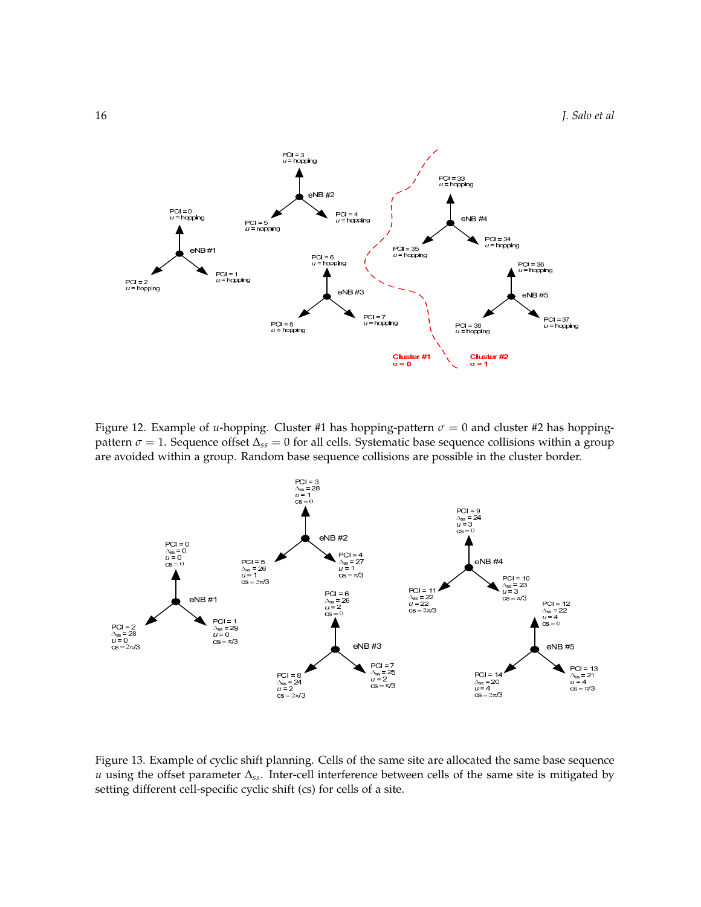Figure 12. Example of $u$-hopping. Cluster #1 has hopping-pattern $\sigma = 0$ and cluster #2 has hopping-pattern $\sigma = 1$. Sequence offset $\Delta_{ss} = 0$ for all cells. Systematic base sequence collisions within a group are avoided within a group. Random base sequence collisions are possible in the cluster border.

Figure 13. Example of cyclic shift planning. Cells of the same site are allocated the same base sequence $u$ using the offset parameter $\Delta_{ss}$. Inter-cell interference between cells of the same site is mitigated by setting different cell-specific cyclic shift (cs) for cells of a site.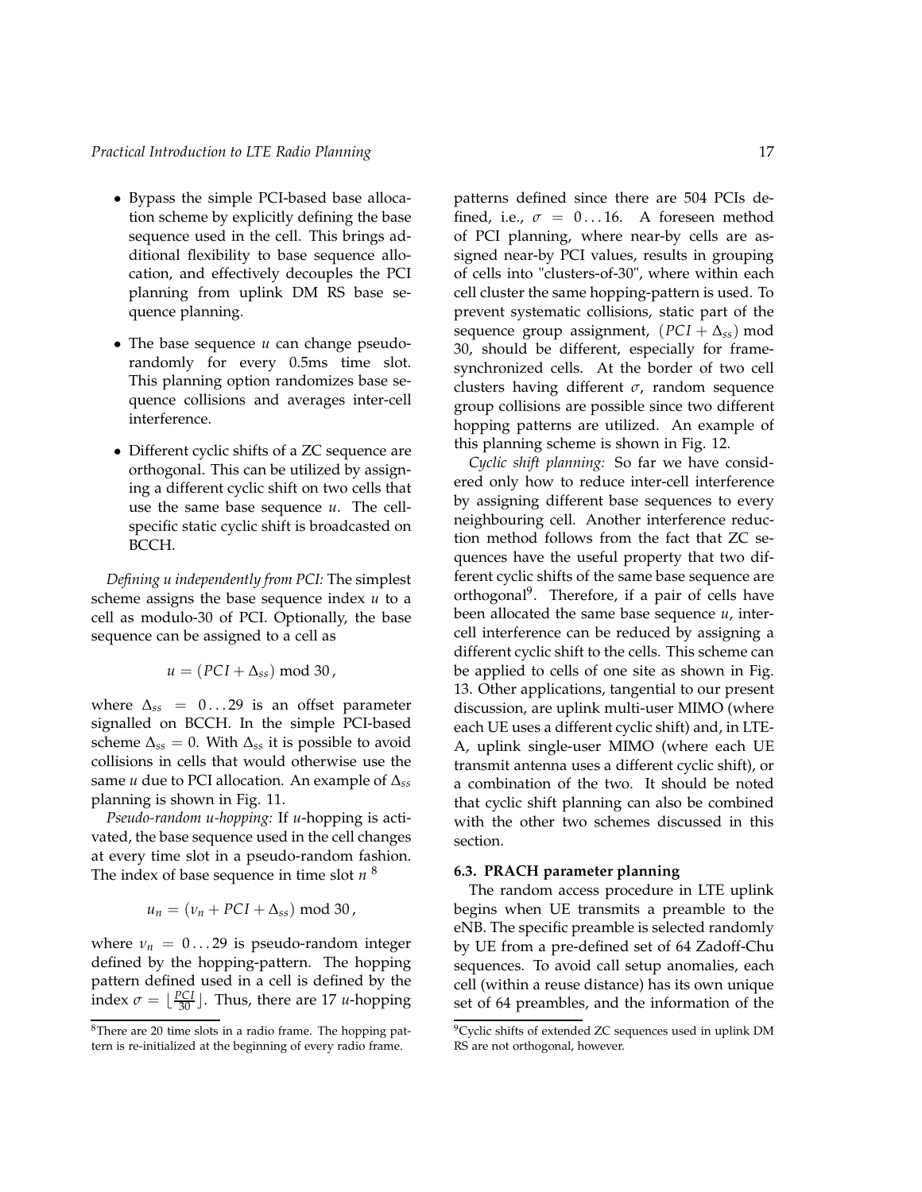- Bypass the simple PCI-based base allocation scheme by explicitly defining the base sequence used in the cell. This brings additional flexibility to base sequence allocation, and effectively decouples the PCI planning from uplink DM RS base sequence planning.

- The base sequence $u$ can change pseudo-randomly for every 0.5ms time slot. This planning option randomizes base sequence collisions and averages inter-cell interference.

- Different cyclic shifts of a ZC sequence are orthogonal. This can be utilized by assigning a different cyclic shift on two cells that use the same base sequence $u$. The cell-specific static cyclic shift is broadcasted on BCCH.

*Defining u independently from PCI:* The simplest scheme assigns the base sequence index $u$ to a cell as modulo-30 of PCI. Optionally, the base sequence can be assigned to a cell as

$$u = (PCI + \Delta_{ss}) \bmod 30\,,$$

where $\Delta_{ss} = 0 \ldots 29$ is an offset parameter signalled on BCCH. In the simple PCI-based scheme $\Delta_{ss} = 0$. With $\Delta_{ss}$ it is possible to avoid collisions in cells that would otherwise use the same $u$ due to PCI allocation. An example of $\Delta_{ss}$ planning is shown in Fig. 11.

*Pseudo-random u-hopping:* If $u$-hopping is activated, the base sequence used in the cell changes at every time slot in a pseudo-random fashion. The index of base sequence in time slot $n$ [8]

$$u_n = (\nu_n + PCI + \Delta_{ss}) \bmod 30\,,$$

where $\nu_n = 0 \ldots 29$ is pseudo-random integer defined by the hopping-pattern. The hopping pattern defined used in a cell is defined by the index $\sigma = \lfloor \frac{PCI}{30} \rfloor$. Thus, there are 17 $u$-hopping patterns defined since there are 504 PCIs defined, i.e., $\sigma = 0 \ldots 16$. A foreseen method of PCI planning, where near-by cells are assigned near-by PCI values, results in grouping of cells into "clusters-of-30", where within each cell cluster the same hopping-pattern is used. To prevent systematic collisions, static part of the sequence group assignment, $(PCI + \Delta_{ss}) \bmod 30$, should be different, especially for frame-synchronized cells. At the border of two cell clusters having different $\sigma$, random sequence group collisions are possible since two different hopping patterns are utilized. An example of this planning scheme is shown in Fig. 12.

*Cyclic shift planning:* So far we have considered only how to reduce inter-cell interference by assigning different base sequences to every neighbouring cell. Another interference reduction method follows from the fact that ZC sequences have the useful property that two different cyclic shifts of the same base sequence are orthogonal[9]. Therefore, if a pair of cells have been allocated the same base sequence $u$, inter-cell interference can be reduced by assigning a different cyclic shift to the cells. This scheme can be applied to cells of one site as shown in Fig. 13. Other applications, tangential to our present discussion, are uplink multi-user MIMO (where each UE uses a different cyclic shift) and, in LTE-A, uplink single-user MIMO (where each UE transmit antenna uses a different cyclic shift), or a combination of the two. It should be noted that cyclic shift planning can also be combined with the other two schemes discussed in this section.

### 6.3. PRACH parameter planning

The random access procedure in LTE uplink begins when UE transmits a preamble to the eNB. The specific preamble is selected randomly by UE from a pre-defined set of 64 Zadoff-Chu sequences. To avoid call setup anomalies, each cell (within a reuse distance) has its own unique set of 64 preambles, and the information of the

[8] There are 20 time slots in a radio frame. The hopping pattern is re-initialized at the beginning of every radio frame.

[9] Cyclic shifts of extended ZC sequences used in uplink DM RS are not orthogonal, however.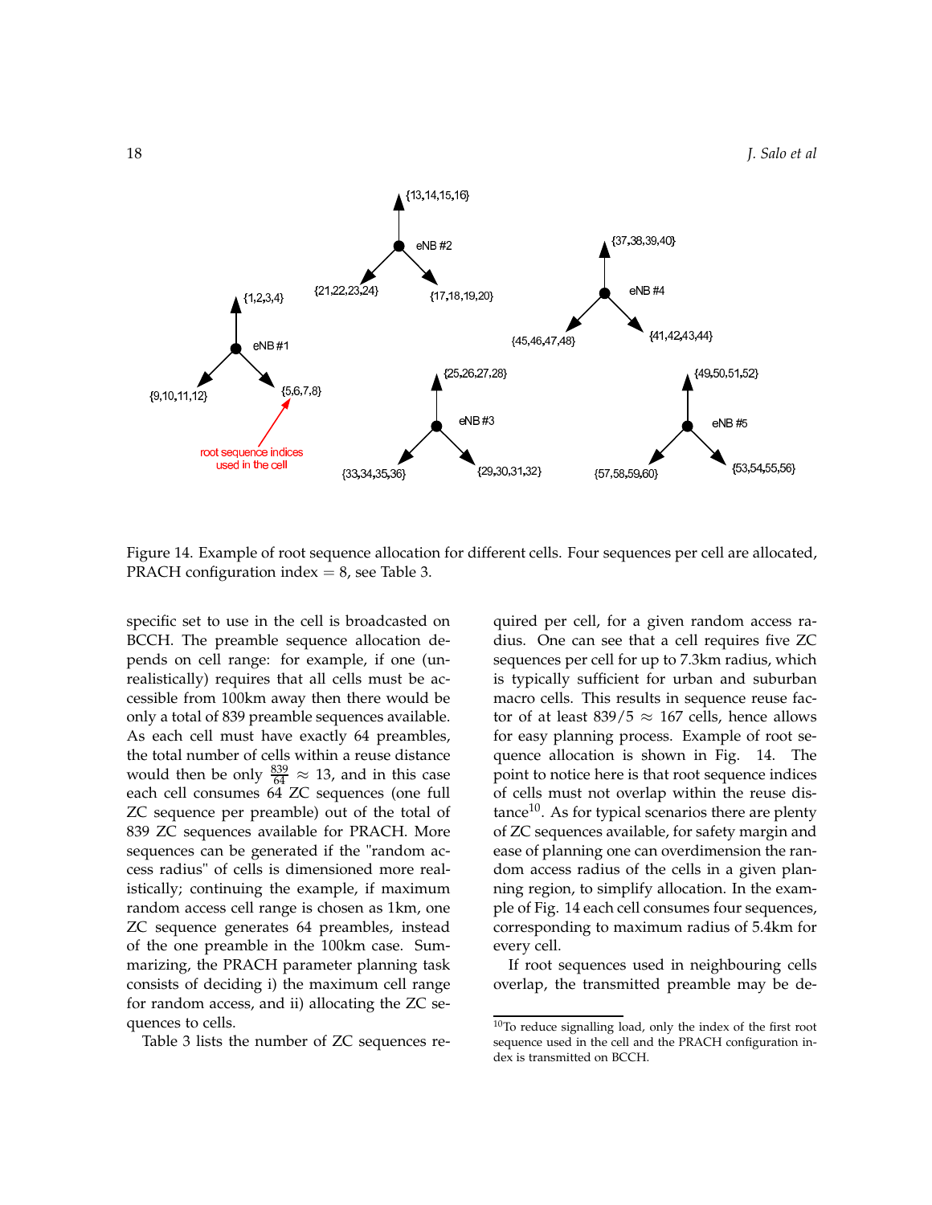Figure 14. Example of root sequence allocation for different cells. Four sequences per cell are allocated, PRACH configuration index = 8, see Table 3.

specific set to use in the cell is broadcasted on BCCH. The preamble sequence allocation depends on cell range: for example, if one (unrealistically) requires that all cells must be accessible from 100km away then there would be only a total of 839 preamble sequences available. As each cell must have exactly 64 preambles, the total number of cells within a reuse distance would then be only $\frac{839}{64} \approx 13$, and in this case each cell consumes 64 ZC sequences (one full ZC sequence per preamble) out of the total of 839 ZC sequences available for PRACH. More sequences can be generated if the "random access radius" of cells is dimensioned more realistically; continuing the example, if maximum random access cell range is chosen as 1km, one ZC sequence generates 64 preambles, instead of the one preamble in the 100km case. Summarizing, the PRACH parameter planning task consists of deciding i) the maximum cell range for random access, and ii) allocating the ZC sequences to cells.

Table 3 lists the number of ZC sequences required per cell, for a given random access radius. One can see that a cell requires five ZC sequences per cell for up to 7.3km radius, which is typically sufficient for urban and suburban macro cells. This results in sequence reuse factor of at least $839/5 \approx 167$ cells, hence allows for easy planning process. Example of root sequence allocation is shown in Fig. 14. The point to notice here is that root sequence indices of cells must not overlap within the reuse distance[10]. As for typical scenarios there are plenty of ZC sequences available, for safety margin and ease of planning one can overdimension the random access radius of the cells in a given planning region, to simplify allocation. In the example of Fig. 14 each cell consumes four sequences, corresponding to maximum radius of 5.4km for every cell.

If root sequences used in neighbouring cells overlap, the transmitted preamble may be de-

[10] To reduce signalling load, only the index of the first root sequence used in the cell and the PRACH configuration index is transmitted on BCCH.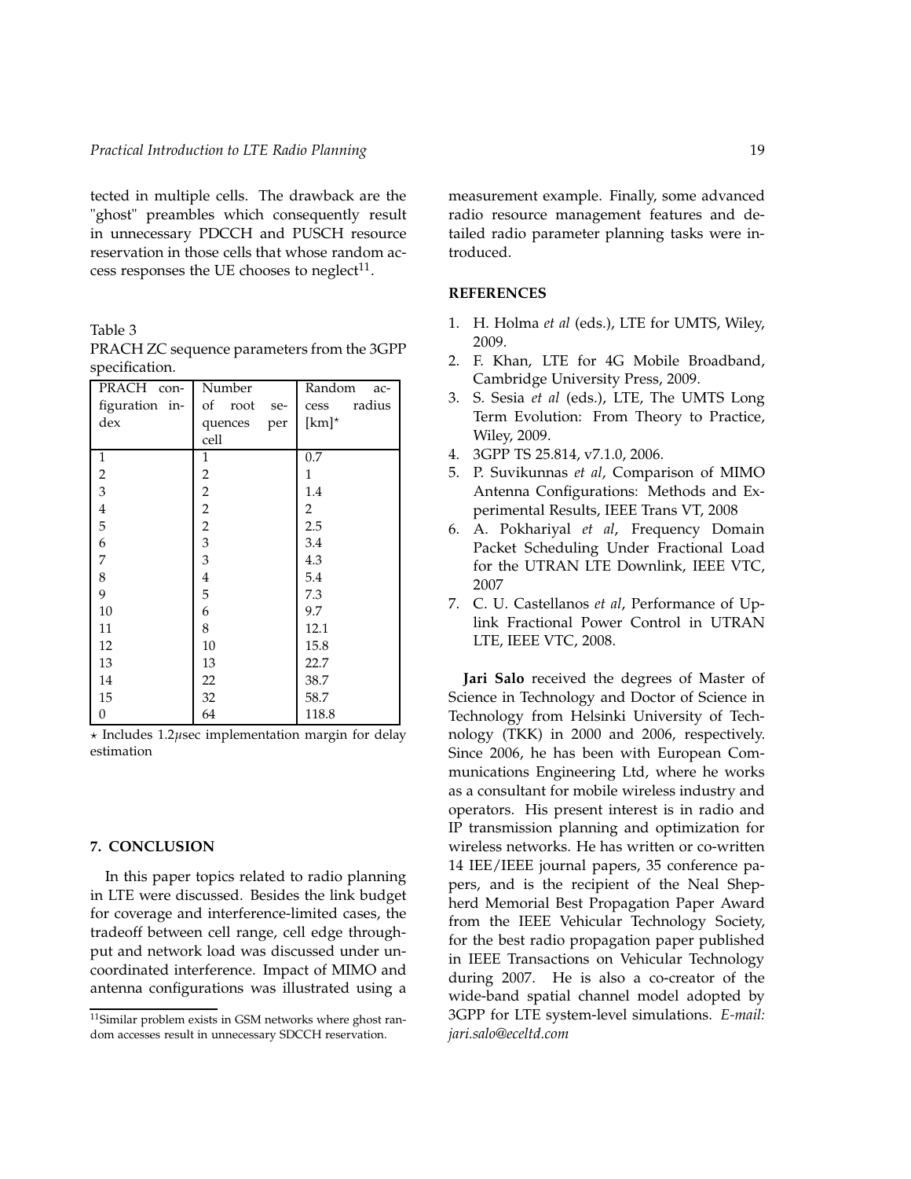tected in multiple cells. The drawback are the "ghost" preambles which consequently result in unnecessary PDCCH and PUSCH resource reservation in those cells that whose random access responses the UE chooses to neglect[11].

Table 3
PRACH ZC sequence parameters from the 3GPP specification.

| PRACH configuration index | Number of root sequences per cell | Random access radius [km]⋆ |
|---|---|---|
| 1 | 1 | 0.7 |
| 2 | 2 | 1 |
| 3 | 2 | 1.4 |
| 4 | 2 | 2 |
| 5 | 2 | 2.5 |
| 6 | 3 | 3.4 |
| 7 | 3 | 4.3 |
| 8 | 4 | 5.4 |
| 9 | 5 | 7.3 |
| 10 | 6 | 9.7 |
| 11 | 8 | 12.1 |
| 12 | 10 | 15.8 |
| 13 | 13 | 22.7 |
| 14 | 22 | 38.7 |
| 15 | 32 | 58.7 |
| 0 | 64 | 118.8 |

⋆ Includes 1.2$\mu$sec implementation margin for delay estimation

## 7. CONCLUSION

In this paper topics related to radio planning in LTE were discussed. Besides the link budget for coverage and interference-limited cases, the tradeoff between cell range, cell edge throughput and network load was discussed under uncoordinated interference. Impact of MIMO and antenna configurations was illustrated using a measurement example. Finally, some advanced radio resource management features and detailed radio parameter planning tasks were introduced.

[11]Similar problem exists in GSM networks where ghost random accesses result in unnecessary SDCCH reservation.

## REFERENCES

1. H. Holma *et al* (eds.), LTE for UMTS, Wiley, 2009.
2. F. Khan, LTE for 4G Mobile Broadband, Cambridge University Press, 2009.
3. S. Sesia *et al* (eds.), LTE, The UMTS Long Term Evolution: From Theory to Practice, Wiley, 2009.
4. 3GPP TS 25.814, v7.1.0, 2006.
5. P. Suvikunnas *et al*, Comparison of MIMO Antenna Configurations: Methods and Experimental Results, IEEE Trans VT, 2008
6. A. Pokhariyal *et al*, Frequency Domain Packet Scheduling Under Fractional Load for the UTRAN LTE Downlink, IEEE VTC, 2007
7. C. U. Castellanos *et al*, Performance of Uplink Fractional Power Control in UTRAN LTE, IEEE VTC, 2008.

**Jari Salo** received the degrees of Master of Science in Technology and Doctor of Science in Technology from Helsinki University of Technology (TKK) in 2000 and 2006, respectively. Since 2006, he has been with European Communications Engineering Ltd, where he works as a consultant for mobile wireless industry and operators. His present interest is in radio and IP transmission planning and optimization for wireless networks. He has written or co-written 14 IEE/IEEE journal papers, 35 conference papers, and is the recipient of the Neal Shepherd Memorial Best Propagation Paper Award from the IEEE Vehicular Technology Society, for the best radio propagation paper published in IEEE Transactions on Vehicular Technology during 2007. He is also a co-creator of the wide-band spatial channel model adopted by 3GPP for LTE system-level simulations. *E-mail: jari.salo@eceltd.com*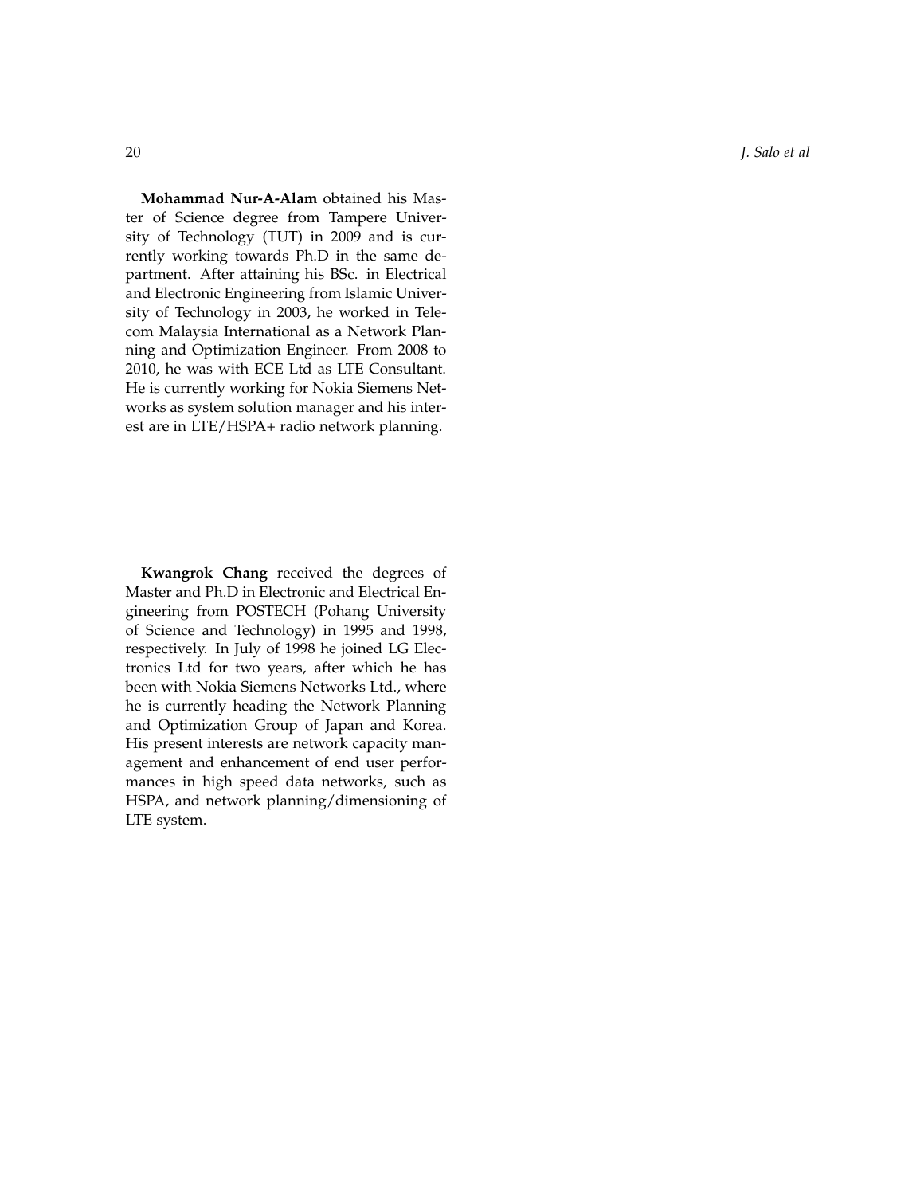**Mohammad Nur-A-Alam** obtained his Master of Science degree from Tampere University of Technology (TUT) in 2009 and is currently working towards Ph.D in the same department. After attaining his BSc. in Electrical and Electronic Engineering from Islamic University of Technology in 2003, he worked in Telecom Malaysia International as a Network Planning and Optimization Engineer. From 2008 to 2010, he was with ECE Ltd as LTE Consultant. He is currently working for Nokia Siemens Networks as system solution manager and his interest are in LTE/HSPA+ radio network planning.

**Kwangrok Chang** received the degrees of Master and Ph.D in Electronic and Electrical Engineering from POSTECH (Pohang University of Science and Technology) in 1995 and 1998, respectively. In July of 1998 he joined LG Electronics Ltd for two years, after which he has been with Nokia Siemens Networks Ltd., where he is currently heading the Network Planning and Optimization Group of Japan and Korea. His present interests are network capacity management and enhancement of end user performances in high speed data networks, such as HSPA, and network planning/dimensioning of LTE system.